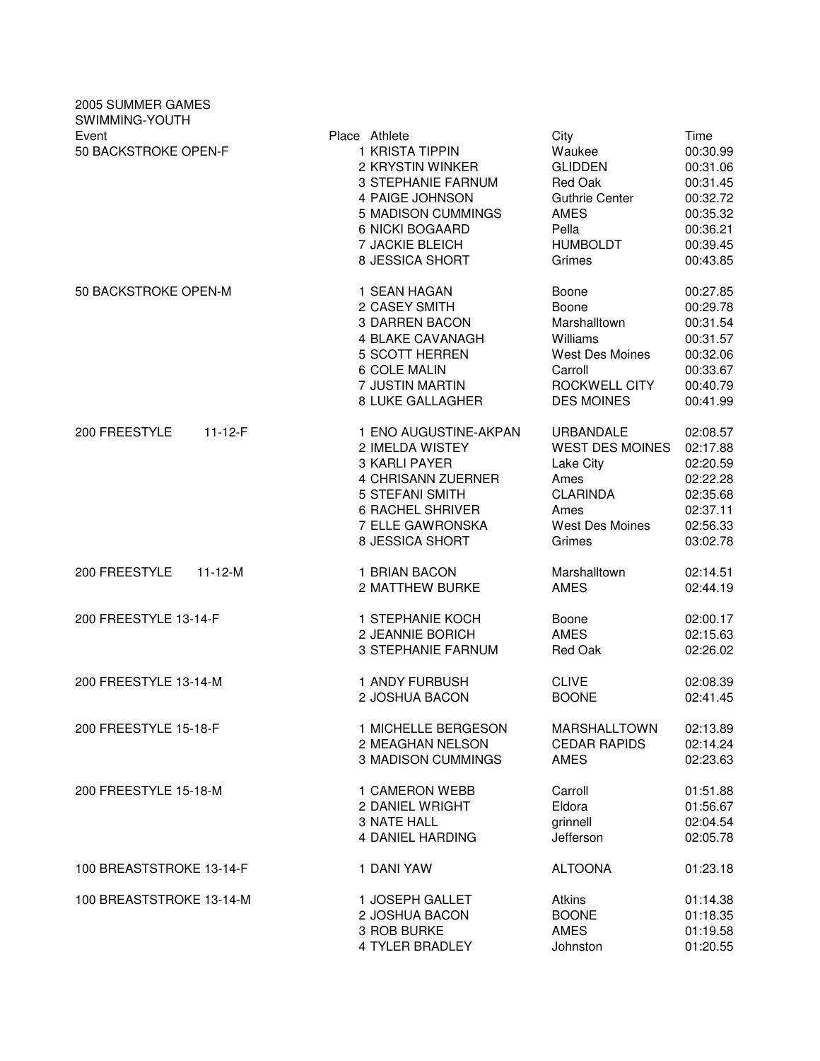2005 SUMMER GAMES
SWIMMING-YOUTH

| Event | Place | Athlete | City | Time |
|---|---|---|---|---|
| 50 BACKSTROKE OPEN-F | 1 | KRISTA TIPPIN | Waukee | 00:30.99 |
| | 2 | KRYSTIN WINKER | GLIDDEN | 00:31.06 |
| | 3 | STEPHANIE FARNUM | Red Oak | 00:31.45 |
| | 4 | PAIGE JOHNSON | Guthrie Center | 00:32.72 |
| | 5 | MADISON CUMMINGS | AMES | 00:35.32 |
| | 6 | NICKI BOGAARD | Pella | 00:36.21 |
| | 7 | JACKIE BLEICH | HUMBOLDT | 00:39.45 |
| | 8 | JESSICA SHORT | Grimes | 00:43.85 |
| 50 BACKSTROKE OPEN-M | 1 | SEAN HAGAN | Boone | 00:27.85 |
| | 2 | CASEY SMITH | Boone | 00:29.78 |
| | 3 | DARREN BACON | Marshalltown | 00:31.54 |
| | 4 | BLAKE CAVANAGH | Williams | 00:31.57 |
| | 5 | SCOTT HERREN | West Des Moines | 00:32.06 |
| | 6 | COLE MALIN | Carroll | 00:33.67 |
| | 7 | JUSTIN MARTIN | ROCKWELL CITY | 00:40.79 |
| | 8 | LUKE GALLAGHER | DES MOINES | 00:41.99 |
| 200 FREESTYLE 11-12-F | 1 | ENO AUGUSTINE-AKPAN | URBANDALE | 02:08.57 |
| | 2 | IMELDA WISTEY | WEST DES MOINES | 02:17.88 |
| | 3 | KARLI PAYER | Lake City | 02:20.59 |
| | 4 | CHRISANN ZUERNER | Ames | 02:22.28 |
| | 5 | STEFANI SMITH | CLARINDA | 02:35.68 |
| | 6 | RACHEL SHRIVER | Ames | 02:37.11 |
| | 7 | ELLE GAWRONSKA | West Des Moines | 02:56.33 |
| | 8 | JESSICA SHORT | Grimes | 03:02.78 |
| 200 FREESTYLE 11-12-M | 1 | BRIAN BACON | Marshalltown | 02:14.51 |
| | 2 | MATTHEW BURKE | AMES | 02:44.19 |
| 200 FREESTYLE 13-14-F | 1 | STEPHANIE KOCH | Boone | 02:00.17 |
| | 2 | JEANNIE BORICH | AMES | 02:15.63 |
| | 3 | STEPHANIE FARNUM | Red Oak | 02:26.02 |
| 200 FREESTYLE 13-14-M | 1 | ANDY FURBUSH | CLIVE | 02:08.39 |
| | 2 | JOSHUA BACON | BOONE | 02:41.45 |
| 200 FREESTYLE 15-18-F | 1 | MICHELLE BERGESON | MARSHALLTOWN | 02:13.89 |
| | 2 | MEAGHAN NELSON | CEDAR RAPIDS | 02:14.24 |
| | 3 | MADISON CUMMINGS | AMES | 02:23.63 |
| 200 FREESTYLE 15-18-M | 1 | CAMERON WEBB | Carroll | 01:51.88 |
| | 2 | DANIEL WRIGHT | Eldora | 01:56.67 |
| | 3 | NATE HALL | grinnell | 02:04.54 |
| | 4 | DANIEL HARDING | Jefferson | 02:05.78 |
| 100 BREASTSTROKE 13-14-F | 1 | DANI YAW | ALTOONA | 01:23.18 |
| 100 BREASTSTROKE 13-14-M | 1 | JOSEPH GALLET | Atkins | 01:14.38 |
| | 2 | JOSHUA BACON | BOONE | 01:18.35 |
| | 3 | ROB BURKE | AMES | 01:19.58 |
| | 4 | TYLER BRADLEY | Johnston | 01:20.55 |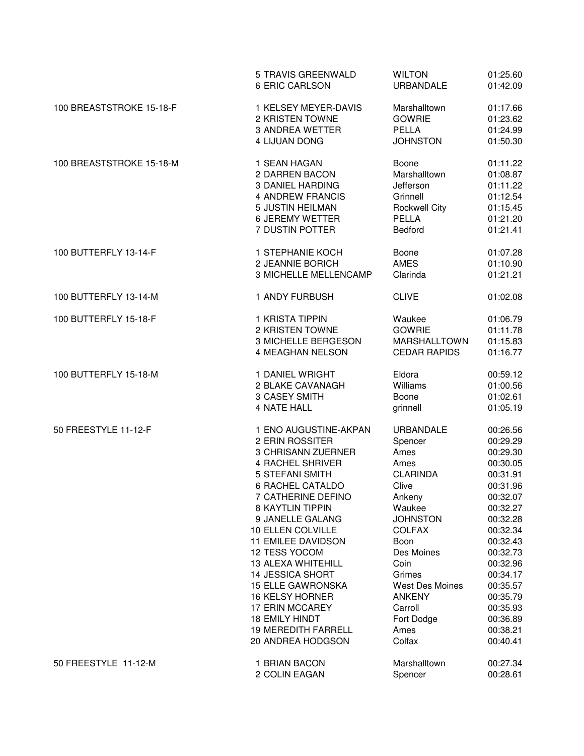| Event | Place / Name | Team | Time |
|---|---|---|---|
| | 5 TRAVIS GREENWALD | WILTON | 01:25.60 |
| | 6 ERIC CARLSON | URBANDALE | 01:42.09 |
| 100 BREASTSTROKE 15-18-F | 1 KELSEY MEYER-DAVIS | Marshalltown | 01:17.66 |
| | 2 KRISTEN TOWNE | GOWRIE | 01:23.62 |
| | 3 ANDREA WETTER | PELLA | 01:24.99 |
| | 4 LIJUAN DONG | JOHNSTON | 01:50.30 |
| 100 BREASTSTROKE 15-18-M | 1 SEAN HAGAN | Boone | 01:11.22 |
| | 2 DARREN BACON | Marshalltown | 01:08.87 |
| | 3 DANIEL HARDING | Jefferson | 01:11.22 |
| | 4 ANDREW FRANCIS | Grinnell | 01:12.54 |
| | 5 JUSTIN HEILMAN | Rockwell City | 01:15.45 |
| | 6 JEREMY WETTER | PELLA | 01:21.20 |
| | 7 DUSTIN POTTER | Bedford | 01:21.41 |
| 100 BUTTERFLY 13-14-F | 1 STEPHANIE KOCH | Boone | 01:07.28 |
| | 2 JEANNIE BORICH | AMES | 01:10.90 |
| | 3 MICHELLE MELLENCAMP | Clarinda | 01:21.21 |
| 100 BUTTERFLY 13-14-M | 1 ANDY FURBUSH | CLIVE | 01:02.08 |
| 100 BUTTERFLY 15-18-F | 1 KRISTA TIPPIN | Waukee | 01:06.79 |
| | 2 KRISTEN TOWNE | GOWRIE | 01:11.78 |
| | 3 MICHELLE BERGESON | MARSHALLTOWN | 01:15.83 |
| | 4 MEAGHAN NELSON | CEDAR RAPIDS | 01:16.77 |
| 100 BUTTERFLY 15-18-M | 1 DANIEL WRIGHT | Eldora | 00:59.12 |
| | 2 BLAKE CAVANAGH | Williams | 01:00.56 |
| | 3 CASEY SMITH | Boone | 01:02.61 |
| | 4 NATE HALL | grinnell | 01:05.19 |
| 50 FREESTYLE 11-12-F | 1 ENO AUGUSTINE-AKPAN | URBANDALE | 00:26.56 |
| | 2 ERIN ROSSITER | Spencer | 00:29.29 |
| | 3 CHRISANN ZUERNER | Ames | 00:29.30 |
| | 4 RACHEL SHRIVER | Ames | 00:30.05 |
| | 5 STEFANI SMITH | CLARINDA | 00:31.91 |
| | 6 RACHEL CATALDO | Clive | 00:31.96 |
| | 7 CATHERINE DEFINO | Ankeny | 00:32.07 |
| | 8 KAYTLIN TIPPIN | Waukee | 00:32.27 |
| | 9 JANELLE GALANG | JOHNSTON | 00:32.28 |
| | 10 ELLEN COLVILLE | COLFAX | 00:32.34 |
| | 11 EMILEE DAVIDSON | Boon | 00:32.43 |
| | 12 TESS YOCOM | Des Moines | 00:32.73 |
| | 13 ALEXA WHITEHILL | Coin | 00:32.96 |
| | 14 JESSICA SHORT | Grimes | 00:34.17 |
| | 15 ELLE GAWRONSKA | West Des Moines | 00:35.57 |
| | 16 KELSY HORNER | ANKENY | 00:35.79 |
| | 17 ERIN MCCAREY | Carroll | 00:35.93 |
| | 18 EMILY HINDT | Fort Dodge | 00:36.89 |
| | 19 MEREDITH FARRELL | Ames | 00:38.21 |
| | 20 ANDREA HODGSON | Colfax | 00:40.41 |
| 50 FREESTYLE 11-12-M | 1 BRIAN BACON | Marshalltown | 00:27.34 |
| | 2 COLIN EAGAN | Spencer | 00:28.61 |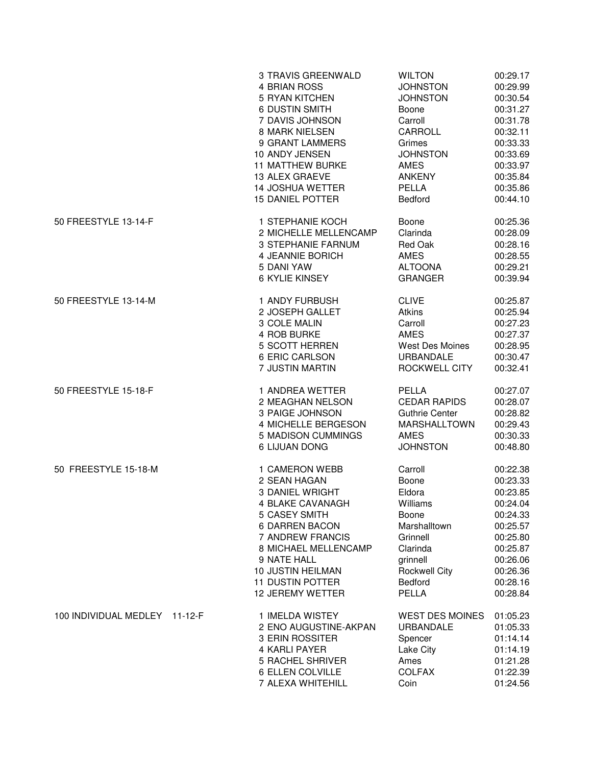| Event | Place | Name | Team | Time |
|---|---|---|---|---|
| | 3 | TRAVIS GREENWALD | WILTON | 00:29.17 |
| | 4 | BRIAN ROSS | JOHNSTON | 00:29.99 |
| | 5 | RYAN KITCHEN | JOHNSTON | 00:30.54 |
| | 6 | DUSTIN SMITH | Boone | 00:31.27 |
| | 7 | DAVIS JOHNSON | Carroll | 00:31.78 |
| | 8 | MARK NIELSEN | CARROLL | 00:32.11 |
| | 9 | GRANT LAMMERS | Grimes | 00:33.33 |
| | 10 | ANDY JENSEN | JOHNSTON | 00:33.69 |
| | 11 | MATTHEW BURKE | AMES | 00:33.97 |
| | 13 | ALEX GRAEVE | ANKENY | 00:35.84 |
| | 14 | JOSHUA WETTER | PELLA | 00:35.86 |
| | 15 | DANIEL POTTER | Bedford | 00:44.10 |
| 50 FREESTYLE 13-14-F | 1 | STEPHANIE KOCH | Boone | 00:25.36 |
| | 2 | MICHELLE MELLENCAMP | Clarinda | 00:28.09 |
| | 3 | STEPHANIE FARNUM | Red Oak | 00:28.16 |
| | 4 | JEANNIE BORICH | AMES | 00:28.55 |
| | 5 | DANI YAW | ALTOONA | 00:29.21 |
| | 6 | KYLIE KINSEY | GRANGER | 00:39.94 |
| 50 FREESTYLE 13-14-M | 1 | ANDY FURBUSH | CLIVE | 00:25.87 |
| | 2 | JOSEPH GALLET | Atkins | 00:25.94 |
| | 3 | COLE MALIN | Carroll | 00:27.23 |
| | 4 | ROB BURKE | AMES | 00:27.37 |
| | 5 | SCOTT HERREN | West Des Moines | 00:28.95 |
| | 6 | ERIC CARLSON | URBANDALE | 00:30.47 |
| | 7 | JUSTIN MARTIN | ROCKWELL CITY | 00:32.41 |
| 50 FREESTYLE 15-18-F | 1 | ANDREA WETTER | PELLA | 00:27.07 |
| | 2 | MEAGHAN NELSON | CEDAR RAPIDS | 00:28.07 |
| | 3 | PAIGE JOHNSON | Guthrie Center | 00:28.82 |
| | 4 | MICHELLE BERGESON | MARSHALLTOWN | 00:29.43 |
| | 5 | MADISON CUMMINGS | AMES | 00:30.33 |
| | 6 | LIJUAN DONG | JOHNSTON | 00:48.80 |
| 50 FREESTYLE 15-18-M | 1 | CAMERON WEBB | Carroll | 00:22.38 |
| | 2 | SEAN HAGAN | Boone | 00:23.33 |
| | 3 | DANIEL WRIGHT | Eldora | 00:23.85 |
| | 4 | BLAKE CAVANAGH | Williams | 00:24.04 |
| | 5 | CASEY SMITH | Boone | 00:24.33 |
| | 6 | DARREN BACON | Marshalltown | 00:25.57 |
| | 7 | ANDREW FRANCIS | Grinnell | 00:25.80 |
| | 8 | MICHAEL MELLENCAMP | Clarinda | 00:25.87 |
| | 9 | NATE HALL | grinnell | 00:26.06 |
| | 10 | JUSTIN HEILMAN | Rockwell City | 00:26.36 |
| | 11 | DUSTIN POTTER | Bedford | 00:28.16 |
| | 12 | JEREMY WETTER | PELLA | 00:28.84 |
| 100 INDIVIDUAL MEDLEY 11-12-F | 1 | IMELDA WISTEY | WEST DES MOINES | 01:05.23 |
| | 2 | ENO AUGUSTINE-AKPAN | URBANDALE | 01:05.33 |
| | 3 | ERIN ROSSITER | Spencer | 01:14.14 |
| | 4 | KARLI PAYER | Lake City | 01:14.19 |
| | 5 | RACHEL SHRIVER | Ames | 01:21.28 |
| | 6 | ELLEN COLVILLE | COLFAX | 01:22.39 |
| | 7 | ALEXA WHITEHILL | Coin | 01:24.56 |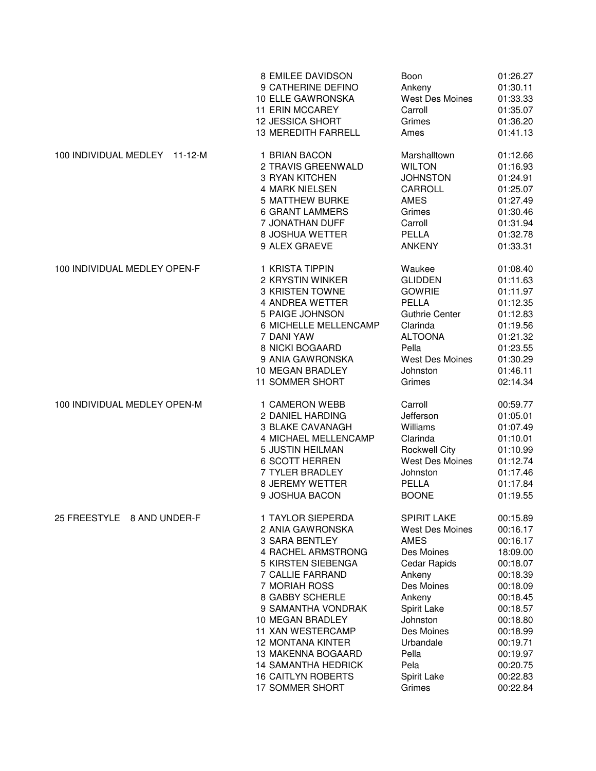| Event | Place | Name | Team | Time |
|---|---|---|---|---|
| | 8 | EMILEE DAVIDSON | Boon | 01:26.27 |
| | 9 | CATHERINE DEFINO | Ankeny | 01:30.11 |
| | 10 | ELLE GAWRONSKA | West Des Moines | 01:33.33 |
| | 11 | ERIN MCCAREY | Carroll | 01:35.07 |
| | 12 | JESSICA SHORT | Grimes | 01:36.20 |
| | 13 | MEREDITH FARRELL | Ames | 01:41.13 |
| 100 INDIVIDUAL MEDLEY 11-12-M | 1 | BRIAN BACON | Marshalltown | 01:12.66 |
| | 2 | TRAVIS GREENWALD | WILTON | 01:16.93 |
| | 3 | RYAN KITCHEN | JOHNSTON | 01:24.91 |
| | 4 | MARK NIELSEN | CARROLL | 01:25.07 |
| | 5 | MATTHEW BURKE | AMES | 01:27.49 |
| | 6 | GRANT LAMMERS | Grimes | 01:30.46 |
| | 7 | JONATHAN DUFF | Carroll | 01:31.94 |
| | 8 | JOSHUA WETTER | PELLA | 01:32.78 |
| | 9 | ALEX GRAEVE | ANKENY | 01:33.31 |
| 100 INDIVIDUAL MEDLEY OPEN-F | 1 | KRISTA TIPPIN | Waukee | 01:08.40 |
| | 2 | KRYSTIN WINKER | GLIDDEN | 01:11.63 |
| | 3 | KRISTEN TOWNE | GOWRIE | 01:11.97 |
| | 4 | ANDREA WETTER | PELLA | 01:12.35 |
| | 5 | PAIGE JOHNSON | Guthrie Center | 01:12.83 |
| | 6 | MICHELLE MELLENCAMP | Clarinda | 01:19.56 |
| | 7 | DANI YAW | ALTOONA | 01:21.32 |
| | 8 | NICKI BOGAARD | Pella | 01:23.55 |
| | 9 | ANIA GAWRONSKA | West Des Moines | 01:30.29 |
| | 10 | MEGAN BRADLEY | Johnston | 01:46.11 |
| | 11 | SOMMER SHORT | Grimes | 02:14.34 |
| 100 INDIVIDUAL MEDLEY OPEN-M | 1 | CAMERON WEBB | Carroll | 00:59.77 |
| | 2 | DANIEL HARDING | Jefferson | 01:05.01 |
| | 3 | BLAKE CAVANAGH | Williams | 01:07.49 |
| | 4 | MICHAEL MELLENCAMP | Clarinda | 01:10.01 |
| | 5 | JUSTIN HEILMAN | Rockwell City | 01:10.99 |
| | 6 | SCOTT HERREN | West Des Moines | 01:12.74 |
| | 7 | TYLER BRADLEY | Johnston | 01:17.46 |
| | 8 | JEREMY WETTER | PELLA | 01:17.84 |
| | 9 | JOSHUA BACON | BOONE | 01:19.55 |
| 25 FREESTYLE 8 AND UNDER-F | 1 | TAYLOR SIEPERDA | SPIRIT LAKE | 00:15.89 |
| | 2 | ANIA GAWRONSKA | West Des Moines | 00:16.17 |
| | 3 | SARA BENTLEY | AMES | 00:16.17 |
| | 4 | RACHEL ARMSTRONG | Des Moines | 18:09.00 |
| | 5 | KIRSTEN SIEBENGA | Cedar Rapids | 00:18.07 |
| | 7 | CALLIE FARRAND | Ankeny | 00:18.39 |
| | 7 | MORIAH ROSS | Des Moines | 00:18.09 |
| | 8 | GABBY SCHERLE | Ankeny | 00:18.45 |
| | 9 | SAMANTHA VONDRAK | Spirit Lake | 00:18.57 |
| | 10 | MEGAN BRADLEY | Johnston | 00:18.80 |
| | 11 | XAN WESTERCAMP | Des Moines | 00:18.99 |
| | 12 | MONTANA KINTER | Urbandale | 00:19.71 |
| | 13 | MAKENNA BOGAARD | Pella | 00:19.97 |
| | 14 | SAMANTHA HEDRICK | Pela | 00:20.75 |
| | 16 | CAITLYN ROBERTS | Spirit Lake | 00:22.83 |
| | 17 | SOMMER SHORT | Grimes | 00:22.84 |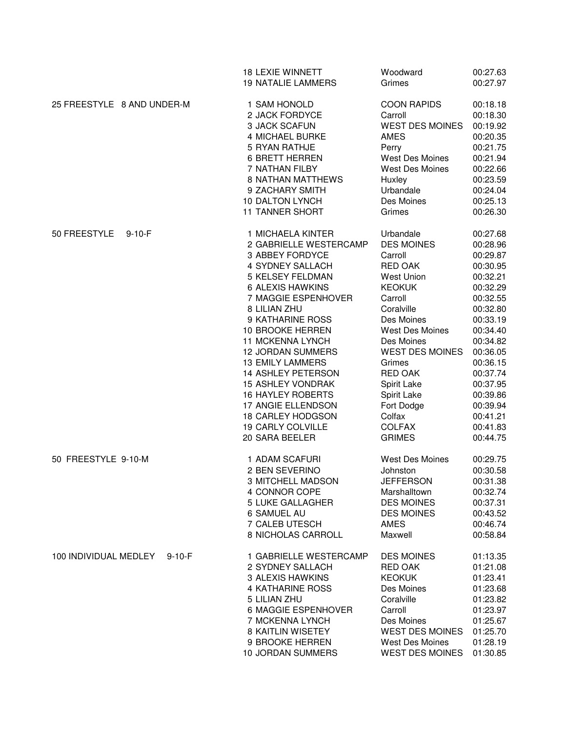| Event | Place | Name | Team | Time |
|---|---|---|---|---|
| | 18 | LEXIE WINNETT | Woodward | 00:27.63 |
| | 19 | NATALIE LAMMERS | Grimes | 00:27.97 |
| 25 FREESTYLE 8 AND UNDER-M | 1 | SAM HONOLD | COON RAPIDS | 00:18.18 |
| | 2 | JACK FORDYCE | Carroll | 00:18.30 |
| | 3 | JACK SCAFUN | WEST DES MOINES | 00:19.92 |
| | 4 | MICHAEL BURKE | AMES | 00:20.35 |
| | 5 | RYAN RATHJE | Perry | 00:21.75 |
| | 6 | BRETT HERREN | West Des Moines | 00:21.94 |
| | 7 | NATHAN FILBY | West Des Moines | 00:22.66 |
| | 8 | NATHAN MATTHEWS | Huxley | 00:23.59 |
| | 9 | ZACHARY SMITH | Urbandale | 00:24.04 |
| | 10 | DALTON LYNCH | Des Moines | 00:25.13 |
| | 11 | TANNER SHORT | Grimes | 00:26.30 |
| 50 FREESTYLE 9-10-F | 1 | MICHAELA KINTER | Urbandale | 00:27.68 |
| | 2 | GABRIELLE WESTERCAMP | DES MOINES | 00:28.96 |
| | 3 | ABBEY FORDYCE | Carroll | 00:29.87 |
| | 4 | SYDNEY SALLACH | RED OAK | 00:30.95 |
| | 5 | KELSEY FELDMAN | West Union | 00:32.21 |
| | 6 | ALEXIS HAWKINS | KEOKUK | 00:32.29 |
| | 7 | MAGGIE ESPENHOVER | Carroll | 00:32.55 |
| | 8 | LILIAN ZHU | Coralville | 00:32.80 |
| | 9 | KATHARINE ROSS | Des Moines | 00:33.19 |
| | 10 | BROOKE HERREN | West Des Moines | 00:34.40 |
| | 11 | MCKENNA LYNCH | Des Moines | 00:34.82 |
| | 12 | JORDAN SUMMERS | WEST DES MOINES | 00:36.05 |
| | 13 | EMILY LAMMERS | Grimes | 00:36.15 |
| | 14 | ASHLEY PETERSON | RED OAK | 00:37.74 |
| | 15 | ASHLEY VONDRAK | Spirit Lake | 00:37.95 |
| | 16 | HAYLEY ROBERTS | Spirit Lake | 00:39.86 |
| | 17 | ANGIE ELLENDSON | Fort Dodge | 00:39.94 |
| | 18 | CARLEY HODGSON | Colfax | 00:41.21 |
| | 19 | CARLY COLVILLE | COLFAX | 00:41.83 |
| | 20 | SARA BEELER | GRIMES | 00:44.75 |
| 50 FREESTYLE 9-10-M | 1 | ADAM SCAFURI | West Des Moines | 00:29.75 |
| | 2 | BEN SEVERINO | Johnston | 00:30.58 |
| | 3 | MITCHELL MADSON | JEFFERSON | 00:31.38 |
| | 4 | CONNOR COPE | Marshalltown | 00:32.74 |
| | 5 | LUKE GALLAGHER | DES MOINES | 00:37.31 |
| | 6 | SAMUEL AU | DES MOINES | 00:43.52 |
| | 7 | CALEB UTESCH | AMES | 00:46.74 |
| | 8 | NICHOLAS CARROLL | Maxwell | 00:58.84 |
| 100 INDIVIDUAL MEDLEY 9-10-F | 1 | GABRIELLE WESTERCAMP | DES MOINES | 01:13.35 |
| | 2 | SYDNEY SALLACH | RED OAK | 01:21.08 |
| | 3 | ALEXIS HAWKINS | KEOKUK | 01:23.41 |
| | 4 | KATHARINE ROSS | Des Moines | 01:23.68 |
| | 5 | LILIAN ZHU | Coralville | 01:23.82 |
| | 6 | MAGGIE ESPENHOVER | Carroll | 01:23.97 |
| | 7 | MCKENNA LYNCH | Des Moines | 01:25.67 |
| | 8 | KAITLIN WISETEY | WEST DES MOINES | 01:25.70 |
| | 9 | BROOKE HERREN | West Des Moines | 01:28.19 |
| | 10 | JORDAN SUMMERS | WEST DES MOINES | 01:30.85 |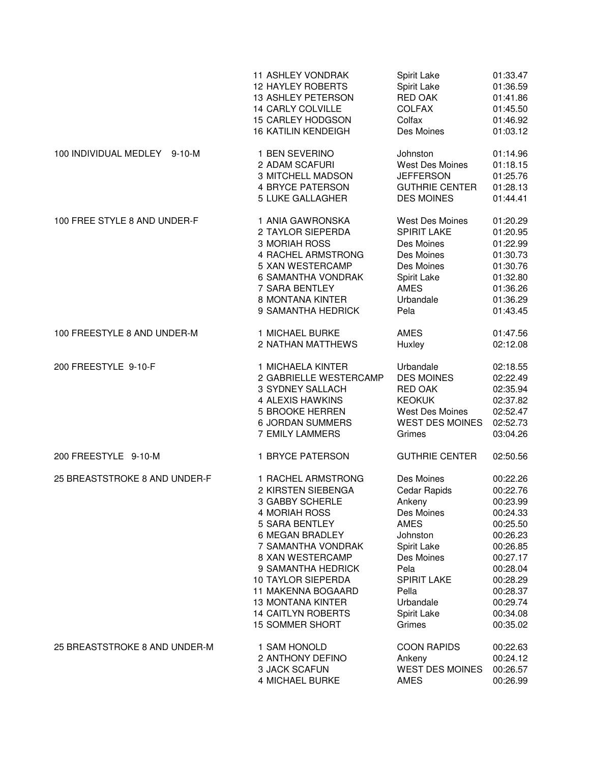| Event | Place | Name | Team | Time |
|---|---|---|---|---|
| | 11 | ASHLEY VONDRAK | Spirit Lake | 01:33.47 |
| | 12 | HAYLEY ROBERTS | Spirit Lake | 01:36.59 |
| | 13 | ASHLEY PETERSON | RED OAK | 01:41.86 |
| | 14 | CARLY COLVILLE | COLFAX | 01:45.50 |
| | 15 | CARLEY HODGSON | Colfax | 01:46.92 |
| | 16 | KATILIN KENDEIGH | Des Moines | 01:03.12 |
| 100 INDIVIDUAL MEDLEY 9-10-M | 1 | BEN SEVERINO | Johnston | 01:14.96 |
| | 2 | ADAM SCAFURI | West Des Moines | 01:18.15 |
| | 3 | MITCHELL MADSON | JEFFERSON | 01:25.76 |
| | 4 | BRYCE PATERSON | GUTHRIE CENTER | 01:28.13 |
| | 5 | LUKE GALLAGHER | DES MOINES | 01:44.41 |
| 100 FREE STYLE 8 AND UNDER-F | 1 | ANIA GAWRONSKA | West Des Moines | 01:20.29 |
| | 2 | TAYLOR SIEPERDA | SPIRIT LAKE | 01:20.95 |
| | 3 | MORIAH ROSS | Des Moines | 01:22.99 |
| | 4 | RACHEL ARMSTRONG | Des Moines | 01:30.73 |
| | 5 | XAN WESTERCAMP | Des Moines | 01:30.76 |
| | 6 | SAMANTHA VONDRAK | Spirit Lake | 01:32.80 |
| | 7 | SARA BENTLEY | AMES | 01:36.26 |
| | 8 | MONTANA KINTER | Urbandale | 01:36.29 |
| | 9 | SAMANTHA HEDRICK | Pela | 01:43.45 |
| 100 FREESTYLE 8 AND UNDER-M | 1 | MICHAEL BURKE | AMES | 01:47.56 |
| | 2 | NATHAN MATTHEWS | Huxley | 02:12.08 |
| 200 FREESTYLE 9-10-F | 1 | MICHAELA KINTER | Urbandale | 02:18.55 |
| | 2 | GABRIELLE WESTERCAMP | DES MOINES | 02:22.49 |
| | 3 | SYDNEY SALLACH | RED OAK | 02:35.94 |
| | 4 | ALEXIS HAWKINS | KEOKUK | 02:37.82 |
| | 5 | BROOKE HERREN | West Des Moines | 02:52.47 |
| | 6 | JORDAN SUMMERS | WEST DES MOINES | 02:52.73 |
| | 7 | EMILY LAMMERS | Grimes | 03:04.26 |
| 200 FREESTYLE 9-10-M | 1 | BRYCE PATERSON | GUTHRIE CENTER | 02:50.56 |
| 25 BREASTSTROKE 8 AND UNDER-F | 1 | RACHEL ARMSTRONG | Des Moines | 00:22.26 |
| | 2 | KIRSTEN SIEBENGA | Cedar Rapids | 00:22.76 |
| | 3 | GABBY SCHERLE | Ankeny | 00:23.99 |
| | 4 | MORIAH ROSS | Des Moines | 00:24.33 |
| | 5 | SARA BENTLEY | AMES | 00:25.50 |
| | 6 | MEGAN BRADLEY | Johnston | 00:26.23 |
| | 7 | SAMANTHA VONDRAK | Spirit Lake | 00:26.85 |
| | 8 | XAN WESTERCAMP | Des Moines | 00:27.17 |
| | 9 | SAMANTHA HEDRICK | Pela | 00:28.04 |
| | 10 | TAYLOR SIEPERDA | SPIRIT LAKE | 00:28.29 |
| | 11 | MAKENNA BOGAARD | Pella | 00:28.37 |
| | 13 | MONTANA KINTER | Urbandale | 00:29.74 |
| | 14 | CAITLYN ROBERTS | Spirit Lake | 00:34.08 |
| | 15 | SOMMER SHORT | Grimes | 00:35.02 |
| 25 BREASTSTROKE 8 AND UNDER-M | 1 | SAM HONOLD | COON RAPIDS | 00:22.63 |
| | 2 | ANTHONY DEFINO | Ankeny | 00:24.12 |
| | 3 | JACK SCAFUN | WEST DES MOINES | 00:26.57 |
| | 4 | MICHAEL BURKE | AMES | 00:26.99 |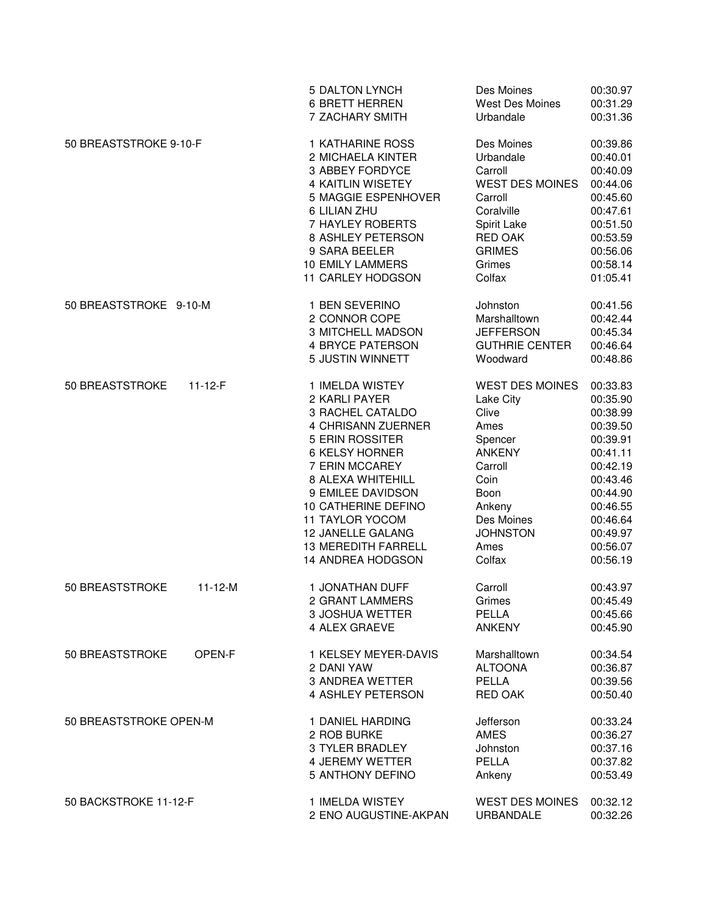| Event | Place / Name | City | Time |
|---|---|---|---|
| | 5 DALTON LYNCH | Des Moines | 00:30.97 |
| | 6 BRETT HERREN | West Des Moines | 00:31.29 |
| | 7 ZACHARY SMITH | Urbandale | 00:31.36 |
| 50 BREASTSTROKE 9-10-F | 1 KATHARINE ROSS | Des Moines | 00:39.86 |
| | 2 MICHAELA KINTER | Urbandale | 00:40.01 |
| | 3 ABBEY FORDYCE | Carroll | 00:40.09 |
| | 4 KAITLIN WISETEY | WEST DES MOINES | 00:44.06 |
| | 5 MAGGIE ESPENHOVER | Carroll | 00:45.60 |
| | 6 LILIAN ZHU | Coralville | 00:47.61 |
| | 7 HAYLEY ROBERTS | Spirit Lake | 00:51.50 |
| | 8 ASHLEY PETERSON | RED OAK | 00:53.59 |
| | 9 SARA BEELER | GRIMES | 00:56.06 |
| | 10 EMILY LAMMERS | Grimes | 00:58.14 |
| | 11 CARLEY HODGSON | Colfax | 01:05.41 |
| 50 BREASTSTROKE 9-10-M | 1 BEN SEVERINO | Johnston | 00:41.56 |
| | 2 CONNOR COPE | Marshalltown | 00:42.44 |
| | 3 MITCHELL MADSON | JEFFERSON | 00:45.34 |
| | 4 BRYCE PATERSON | GUTHRIE CENTER | 00:46.64 |
| | 5 JUSTIN WINNETT | Woodward | 00:48.86 |
| 50 BREASTSTROKE 11-12-F | 1 IMELDA WISTEY | WEST DES MOINES | 00:33.83 |
| | 2 KARLI PAYER | Lake City | 00:35.90 |
| | 3 RACHEL CATALDO | Clive | 00:38.99 |
| | 4 CHRISANN ZUERNER | Ames | 00:39.50 |
| | 5 ERIN ROSSITER | Spencer | 00:39.91 |
| | 6 KELSY HORNER | ANKENY | 00:41.11 |
| | 7 ERIN MCCAREY | Carroll | 00:42.19 |
| | 8 ALEXA WHITEHILL | Coin | 00:43.46 |
| | 9 EMILEE DAVIDSON | Boon | 00:44.90 |
| | 10 CATHERINE DEFINO | Ankeny | 00:46.55 |
| | 11 TAYLOR YOCOM | Des Moines | 00:46.64 |
| | 12 JANELLE GALANG | JOHNSTON | 00:49.97 |
| | 13 MEREDITH FARRELL | Ames | 00:56.07 |
| | 14 ANDREA HODGSON | Colfax | 00:56.19 |
| 50 BREASTSTROKE 11-12-M | 1 JONATHAN DUFF | Carroll | 00:43.97 |
| | 2 GRANT LAMMERS | Grimes | 00:45.49 |
| | 3 JOSHUA WETTER | PELLA | 00:45.66 |
| | 4 ALEX GRAEVE | ANKENY | 00:45.90 |
| 50 BREASTSTROKE OPEN-F | 1 KELSEY MEYER-DAVIS | Marshalltown | 00:34.54 |
| | 2 DANI YAW | ALTOONA | 00:36.87 |
| | 3 ANDREA WETTER | PELLA | 00:39.56 |
| | 4 ASHLEY PETERSON | RED OAK | 00:50.40 |
| 50 BREASTSTROKE OPEN-M | 1 DANIEL HARDING | Jefferson | 00:33.24 |
| | 2 ROB BURKE | AMES | 00:36.27 |
| | 3 TYLER BRADLEY | Johnston | 00:37.16 |
| | 4 JEREMY WETTER | PELLA | 00:37.82 |
| | 5 ANTHONY DEFINO | Ankeny | 00:53.49 |
| 50 BACKSTROKE 11-12-F | 1 IMELDA WISTEY | WEST DES MOINES | 00:32.12 |
| | 2 ENO AUGUSTINE-AKPAN | URBANDALE | 00:32.26 |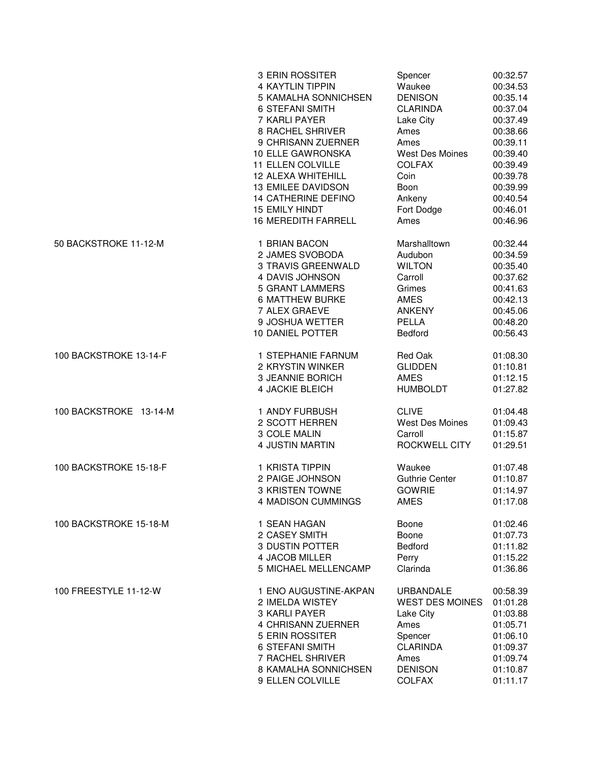| Event | Place | Name | City | Time |
|---|---|---|---|---|
| | 3 | ERIN ROSSITER | Spencer | 00:32.57 |
| | 4 | KAYTLIN TIPPIN | Waukee | 00:34.53 |
| | 5 | KAMALHA SONNICHSEN | DENISON | 00:35.14 |
| | 6 | STEFANI SMITH | CLARINDA | 00:37.04 |
| | 7 | KARLI PAYER | Lake City | 00:37.49 |
| | 8 | RACHEL SHRIVER | Ames | 00:38.66 |
| | 9 | CHRISANN ZUERNER | Ames | 00:39.11 |
| | 10 | ELLE GAWRONSKA | West Des Moines | 00:39.40 |
| | 11 | ELLEN COLVILLE | COLFAX | 00:39.49 |
| | 12 | ALEXA WHITEHILL | Coin | 00:39.78 |
| | 13 | EMILEE DAVIDSON | Boon | 00:39.99 |
| | 14 | CATHERINE DEFINO | Ankeny | 00:40.54 |
| | 15 | EMILY HINDT | Fort Dodge | 00:46.01 |
| | 16 | MEREDITH FARRELL | Ames | 00:46.96 |
| 50 BACKSTROKE 11-12-M | 1 | BRIAN BACON | Marshalltown | 00:32.44 |
| | 2 | JAMES SVOBODA | Audubon | 00:34.59 |
| | 3 | TRAVIS GREENWALD | WILTON | 00:35.40 |
| | 4 | DAVIS JOHNSON | Carroll | 00:37.62 |
| | 5 | GRANT LAMMERS | Grimes | 00:41.63 |
| | 6 | MATTHEW BURKE | AMES | 00:42.13 |
| | 7 | ALEX GRAEVE | ANKENY | 00:45.06 |
| | 9 | JOSHUA WETTER | PELLA | 00:48.20 |
| | 10 | DANIEL POTTER | Bedford | 00:56.43 |
| 100 BACKSTROKE 13-14-F | 1 | STEPHANIE FARNUM | Red Oak | 01:08.30 |
| | 2 | KRYSTIN WINKER | GLIDDEN | 01:10.81 |
| | 3 | JEANNIE BORICH | AMES | 01:12.15 |
| | 4 | JACKIE BLEICH | HUMBOLDT | 01:27.82 |
| 100 BACKSTROKE 13-14-M | 1 | ANDY FURBUSH | CLIVE | 01:04.48 |
| | 2 | SCOTT HERREN | West Des Moines | 01:09.43 |
| | 3 | COLE MALIN | Carroll | 01:15.87 |
| | 4 | JUSTIN MARTIN | ROCKWELL CITY | 01:29.51 |
| 100 BACKSTROKE 15-18-F | 1 | KRISTA TIPPIN | Waukee | 01:07.48 |
| | 2 | PAIGE JOHNSON | Guthrie Center | 01:10.87 |
| | 3 | KRISTEN TOWNE | GOWRIE | 01:14.97 |
| | 4 | MADISON CUMMINGS | AMES | 01:17.08 |
| 100 BACKSTROKE 15-18-M | 1 | SEAN HAGAN | Boone | 01:02.46 |
| | 2 | CASEY SMITH | Boone | 01:07.73 |
| | 3 | DUSTIN POTTER | Bedford | 01:11.82 |
| | 4 | JACOB MILLER | Perry | 01:15.22 |
| | 5 | MICHAEL MELLENCAMP | Clarinda | 01:36.86 |
| 100 FREESTYLE 11-12-W | 1 | ENO AUGUSTINE-AKPAN | URBANDALE | 00:58.39 |
| | 2 | IMELDA WISTEY | WEST DES MOINES | 01:01.28 |
| | 3 | KARLI PAYER | Lake City | 01:03.88 |
| | 4 | CHRISANN ZUERNER | Ames | 01:05.71 |
| | 5 | ERIN ROSSITER | Spencer | 01:06.10 |
| | 6 | STEFANI SMITH | CLARINDA | 01:09.37 |
| | 7 | RACHEL SHRIVER | Ames | 01:09.74 |
| | 8 | KAMALHA SONNICHSEN | DENISON | 01:10.87 |
| | 9 | ELLEN COLVILLE | COLFAX | 01:11.17 |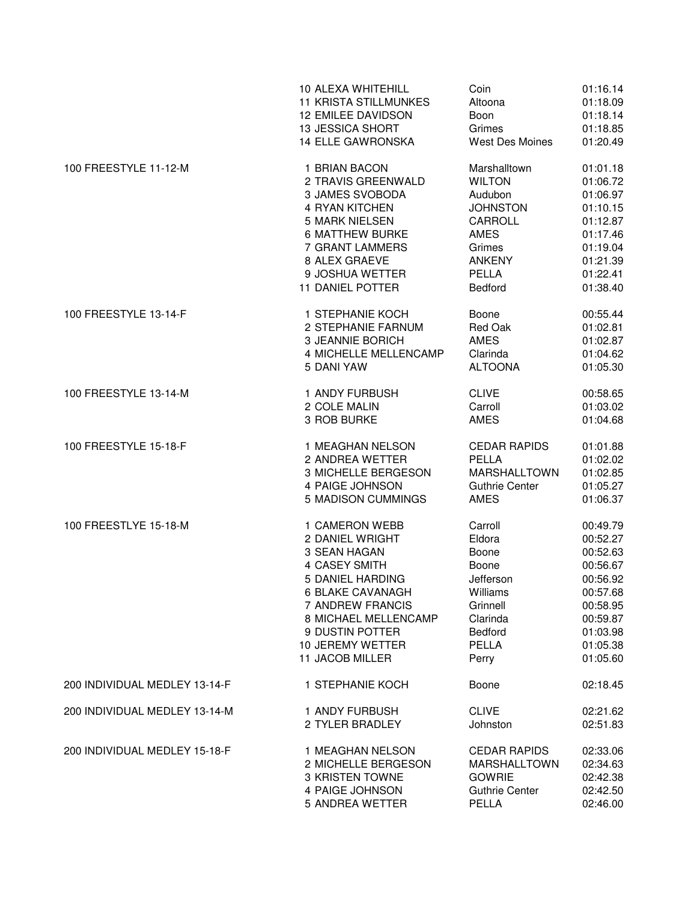| Event | Place | Name | Team | Time |
|---|---|---|---|---|
| | 10 | ALEXA WHITEHILL | Coin | 01:16.14 |
| | 11 | KRISTA STILLMUNKES | Altoona | 01:18.09 |
| | 12 | EMILEE DAVIDSON | Boon | 01:18.14 |
| | 13 | JESSICA SHORT | Grimes | 01:18.85 |
| | 14 | ELLE GAWRONSKA | West Des Moines | 01:20.49 |
| 100 FREESTYLE 11-12-M | 1 | BRIAN BACON | Marshalltown | 01:01.18 |
| | 2 | TRAVIS GREENWALD | WILTON | 01:06.72 |
| | 3 | JAMES SVOBODA | Audubon | 01:06.97 |
| | 4 | RYAN KITCHEN | JOHNSTON | 01:10.15 |
| | 5 | MARK NIELSEN | CARROLL | 01:12.87 |
| | 6 | MATTHEW BURKE | AMES | 01:17.46 |
| | 7 | GRANT LAMMERS | Grimes | 01:19.04 |
| | 8 | ALEX GRAEVE | ANKENY | 01:21.39 |
| | 9 | JOSHUA WETTER | PELLA | 01:22.41 |
| | 11 | DANIEL POTTER | Bedford | 01:38.40 |
| 100 FREESTYLE 13-14-F | 1 | STEPHANIE KOCH | Boone | 00:55.44 |
| | 2 | STEPHANIE FARNUM | Red Oak | 01:02.81 |
| | 3 | JEANNIE BORICH | AMES | 01:02.87 |
| | 4 | MICHELLE MELLENCAMP | Clarinda | 01:04.62 |
| | 5 | DANI YAW | ALTOONA | 01:05.30 |
| 100 FREESTYLE 13-14-M | 1 | ANDY FURBUSH | CLIVE | 00:58.65 |
| | 2 | COLE MALIN | Carroll | 01:03.02 |
| | 3 | ROB BURKE | AMES | 01:04.68 |
| 100 FREESTYLE 15-18-F | 1 | MEAGHAN NELSON | CEDAR RAPIDS | 01:01.88 |
| | 2 | ANDREA WETTER | PELLA | 01:02.02 |
| | 3 | MICHELLE BERGESON | MARSHALLTOWN | 01:02.85 |
| | 4 | PAIGE JOHNSON | Guthrie Center | 01:05.27 |
| | 5 | MADISON CUMMINGS | AMES | 01:06.37 |
| 100 FREESTLYE 15-18-M | 1 | CAMERON WEBB | Carroll | 00:49.79 |
| | 2 | DANIEL WRIGHT | Eldora | 00:52.27 |
| | 3 | SEAN HAGAN | Boone | 00:52.63 |
| | 4 | CASEY SMITH | Boone | 00:56.67 |
| | 5 | DANIEL HARDING | Jefferson | 00:56.92 |
| | 6 | BLAKE CAVANAGH | Williams | 00:57.68 |
| | 7 | ANDREW FRANCIS | Grinnell | 00:58.95 |
| | 8 | MICHAEL MELLENCAMP | Clarinda | 00:59.87 |
| | 9 | DUSTIN POTTER | Bedford | 01:03.98 |
| | 10 | JEREMY WETTER | PELLA | 01:05.38 |
| | 11 | JACOB MILLER | Perry | 01:05.60 |
| 200 INDIVIDUAL MEDLEY 13-14-F | 1 | STEPHANIE KOCH | Boone | 02:18.45 |
| 200 INDIVIDUAL MEDLEY 13-14-M | 1 | ANDY FURBUSH | CLIVE | 02:21.62 |
| | 2 | TYLER BRADLEY | Johnston | 02:51.83 |
| 200 INDIVIDUAL MEDLEY 15-18-F | 1 | MEAGHAN NELSON | CEDAR RAPIDS | 02:33.06 |
| | 2 | MICHELLE BERGESON | MARSHALLTOWN | 02:34.63 |
| | 3 | KRISTEN TOWNE | GOWRIE | 02:42.38 |
| | 4 | PAIGE JOHNSON | Guthrie Center | 02:42.50 |
| | 5 | ANDREA WETTER | PELLA | 02:46.00 |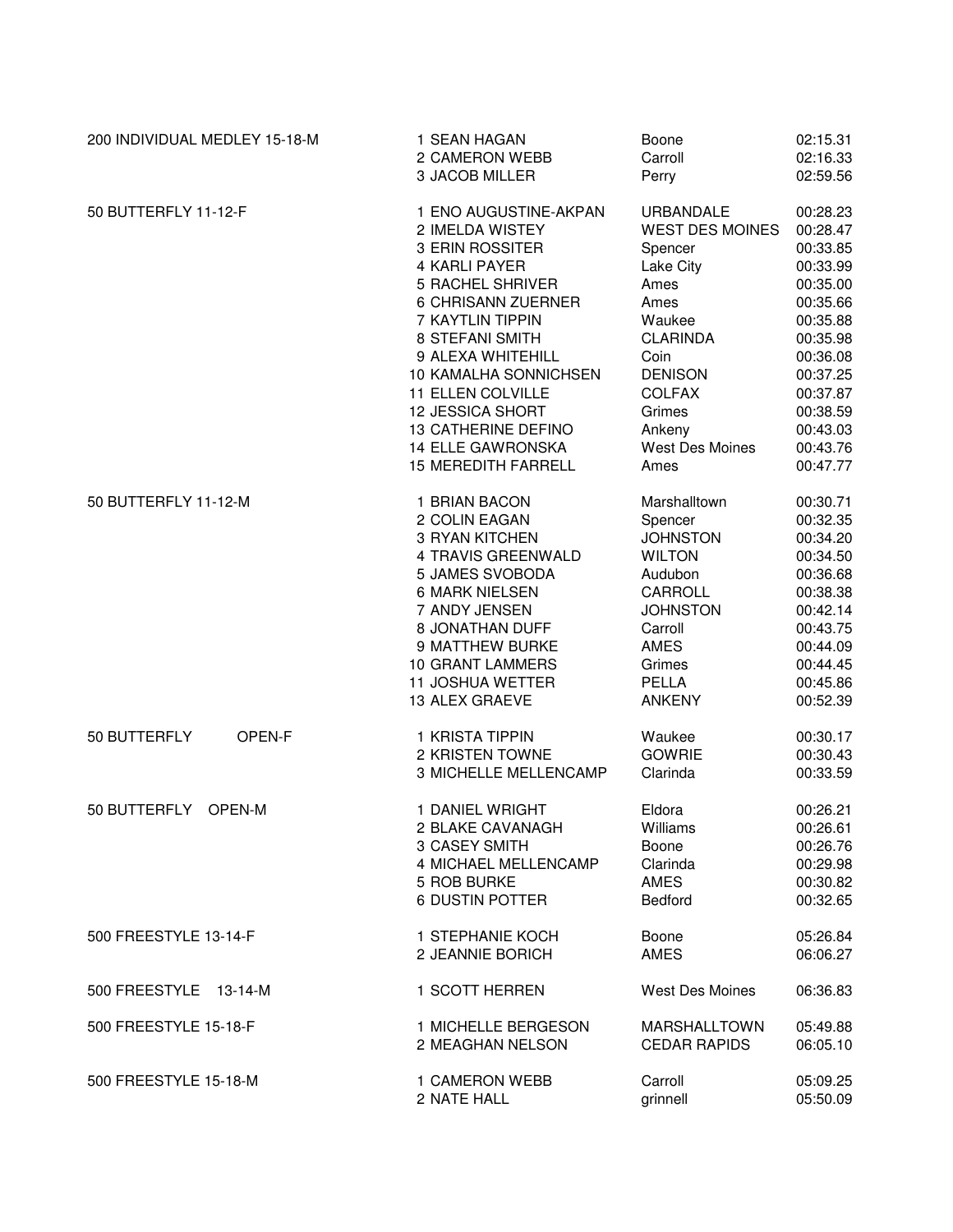| Event | Place | Name | Team | Time |
|---|---|---|---|---|
| 200 INDIVIDUAL MEDLEY 15-18-M | 1 | SEAN HAGAN | Boone | 02:15.31 |
| | 2 | CAMERON WEBB | Carroll | 02:16.33 |
| | 3 | JACOB MILLER | Perry | 02:59.56 |
| 50 BUTTERFLY 11-12-F | 1 | ENO AUGUSTINE-AKPAN | URBANDALE | 00:28.23 |
| | 2 | IMELDA WISTEY | WEST DES MOINES | 00:28.47 |
| | 3 | ERIN ROSSITER | Spencer | 00:33.85 |
| | 4 | KARLI PAYER | Lake City | 00:33.99 |
| | 5 | RACHEL SHRIVER | Ames | 00:35.00 |
| | 6 | CHRISANN ZUERNER | Ames | 00:35.66 |
| | 7 | KAYTLIN TIPPIN | Waukee | 00:35.88 |
| | 8 | STEFANI SMITH | CLARINDA | 00:35.98 |
| | 9 | ALEXA WHITEHILL | Coin | 00:36.08 |
| | 10 | KAMALHA SONNICHSEN | DENISON | 00:37.25 |
| | 11 | ELLEN COLVILLE | COLFAX | 00:37.87 |
| | 12 | JESSICA SHORT | Grimes | 00:38.59 |
| | 13 | CATHERINE DEFINO | Ankeny | 00:43.03 |
| | 14 | ELLE GAWRONSKA | West Des Moines | 00:43.76 |
| | 15 | MEREDITH FARRELL | Ames | 00:47.77 |
| 50 BUTTERFLY 11-12-M | 1 | BRIAN BACON | Marshalltown | 00:30.71 |
| | 2 | COLIN EAGAN | Spencer | 00:32.35 |
| | 3 | RYAN KITCHEN | JOHNSTON | 00:34.20 |
| | 4 | TRAVIS GREENWALD | WILTON | 00:34.50 |
| | 5 | JAMES SVOBODA | Audubon | 00:36.68 |
| | 6 | MARK NIELSEN | CARROLL | 00:38.38 |
| | 7 | ANDY JENSEN | JOHNSTON | 00:42.14 |
| | 8 | JONATHAN DUFF | Carroll | 00:43.75 |
| | 9 | MATTHEW BURKE | AMES | 00:44.09 |
| | 10 | GRANT LAMMERS | Grimes | 00:44.45 |
| | 11 | JOSHUA WETTER | PELLA | 00:45.86 |
| | 13 | ALEX GRAEVE | ANKENY | 00:52.39 |
| 50 BUTTERFLY OPEN-F | 1 | KRISTA TIPPIN | Waukee | 00:30.17 |
| | 2 | KRISTEN TOWNE | GOWRIE | 00:30.43 |
| | 3 | MICHELLE MELLENCAMP | Clarinda | 00:33.59 |
| 50 BUTTERFLY OPEN-M | 1 | DANIEL WRIGHT | Eldora | 00:26.21 |
| | 2 | BLAKE CAVANAGH | Williams | 00:26.61 |
| | 3 | CASEY SMITH | Boone | 00:26.76 |
| | 4 | MICHAEL MELLENCAMP | Clarinda | 00:29.98 |
| | 5 | ROB BURKE | AMES | 00:30.82 |
| | 6 | DUSTIN POTTER | Bedford | 00:32.65 |
| 500 FREESTYLE 13-14-F | 1 | STEPHANIE KOCH | Boone | 05:26.84 |
| | 2 | JEANNIE BORICH | AMES | 06:06.27 |
| 500 FREESTYLE 13-14-M | 1 | SCOTT HERREN | West Des Moines | 06:36.83 |
| 500 FREESTYLE 15-18-F | 1 | MICHELLE BERGESON | MARSHALLTOWN | 05:49.88 |
| | 2 | MEAGHAN NELSON | CEDAR RAPIDS | 06:05.10 |
| 500 FREESTYLE 15-18-M | 1 | CAMERON WEBB | Carroll | 05:09.25 |
| | 2 | NATE HALL | grinnell | 05:50.09 |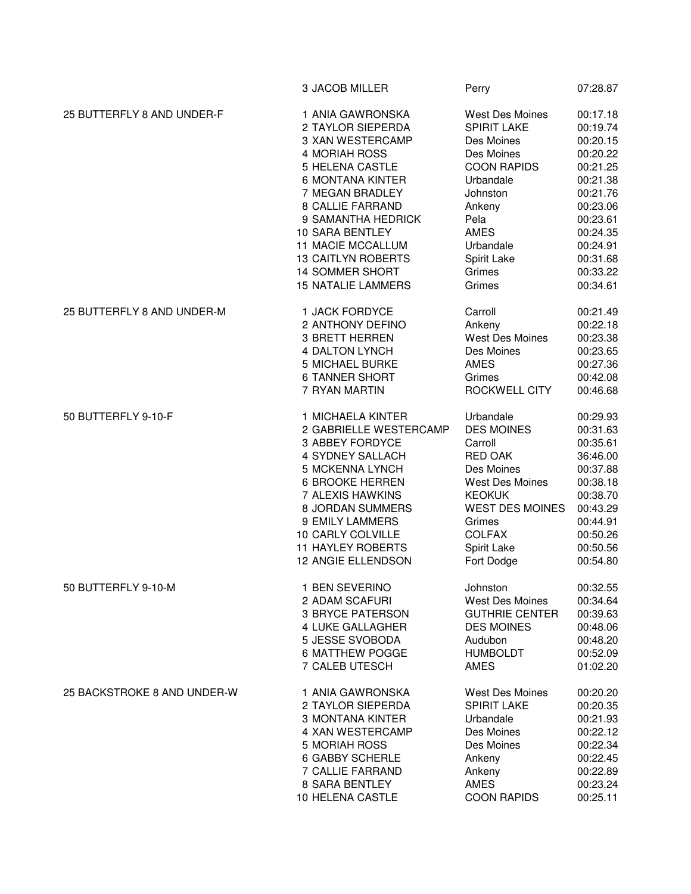| Event | Place | Name | Team | Time |
|---|---|---|---|---|
| | 3 | JACOB MILLER | Perry | 07:28.87 |
| 25 BUTTERFLY 8 AND UNDER-F | 1 | ANIA GAWRONSKA | West Des Moines | 00:17.18 |
| | 2 | TAYLOR SIEPERDA | SPIRIT LAKE | 00:19.74 |
| | 3 | XAN WESTERCAMP | Des Moines | 00:20.15 |
| | 4 | MORIAH ROSS | Des Moines | 00:20.22 |
| | 5 | HELENA CASTLE | COON RAPIDS | 00:21.25 |
| | 6 | MONTANA KINTER | Urbandale | 00:21.38 |
| | 7 | MEGAN BRADLEY | Johnston | 00:21.76 |
| | 8 | CALLIE FARRAND | Ankeny | 00:23.06 |
| | 9 | SAMANTHA HEDRICK | Pela | 00:23.61 |
| | 10 | SARA BENTLEY | AMES | 00:24.35 |
| | 11 | MACIE MCCALLUM | Urbandale | 00:24.91 |
| | 13 | CAITLYN ROBERTS | Spirit Lake | 00:31.68 |
| | 14 | SOMMER SHORT | Grimes | 00:33.22 |
| | 15 | NATALIE LAMMERS | Grimes | 00:34.61 |
| 25 BUTTERFLY 8 AND UNDER-M | 1 | JACK FORDYCE | Carroll | 00:21.49 |
| | 2 | ANTHONY DEFINO | Ankeny | 00:22.18 |
| | 3 | BRETT HERREN | West Des Moines | 00:23.38 |
| | 4 | DALTON LYNCH | Des Moines | 00:23.65 |
| | 5 | MICHAEL BURKE | AMES | 00:27.36 |
| | 6 | TANNER SHORT | Grimes | 00:42.08 |
| | 7 | RYAN MARTIN | ROCKWELL CITY | 00:46.68 |
| 50 BUTTERFLY 9-10-F | 1 | MICHAELA KINTER | Urbandale | 00:29.93 |
| | 2 | GABRIELLE WESTERCAMP | DES MOINES | 00:31.63 |
| | 3 | ABBEY FORDYCE | Carroll | 00:35.61 |
| | 4 | SYDNEY SALLACH | RED OAK | 36:46.00 |
| | 5 | MCKENNA LYNCH | Des Moines | 00:37.88 |
| | 6 | BROOKE HERREN | West Des Moines | 00:38.18 |
| | 7 | ALEXIS HAWKINS | KEOKUK | 00:38.70 |
| | 8 | JORDAN SUMMERS | WEST DES MOINES | 00:43.29 |
| | 9 | EMILY LAMMERS | Grimes | 00:44.91 |
| | 10 | CARLY COLVILLE | COLFAX | 00:50.26 |
| | 11 | HAYLEY ROBERTS | Spirit Lake | 00:50.56 |
| | 12 | ANGIE ELLENDSON | Fort Dodge | 00:54.80 |
| 50 BUTTERFLY 9-10-M | 1 | BEN SEVERINO | Johnston | 00:32.55 |
| | 2 | ADAM SCAFURI | West Des Moines | 00:34.64 |
| | 3 | BRYCE PATERSON | GUTHRIE CENTER | 00:39.63 |
| | 4 | LUKE GALLAGHER | DES MOINES | 00:48.06 |
| | 5 | JESSE SVOBODA | Audubon | 00:48.20 |
| | 6 | MATTHEW POGGE | HUMBOLDT | 00:52.09 |
| | 7 | CALEB UTESCH | AMES | 01:02.20 |
| 25 BACKSTROKE 8 AND UNDER-W | 1 | ANIA GAWRONSKA | West Des Moines | 00:20.20 |
| | 2 | TAYLOR SIEPERDA | SPIRIT LAKE | 00:20.35 |
| | 3 | MONTANA KINTER | Urbandale | 00:21.93 |
| | 4 | XAN WESTERCAMP | Des Moines | 00:22.12 |
| | 5 | MORIAH ROSS | Des Moines | 00:22.34 |
| | 6 | GABBY SCHERLE | Ankeny | 00:22.45 |
| | 7 | CALLIE FARRAND | Ankeny | 00:22.89 |
| | 8 | SARA BENTLEY | AMES | 00:23.24 |
| | 10 | HELENA CASTLE | COON RAPIDS | 00:25.11 |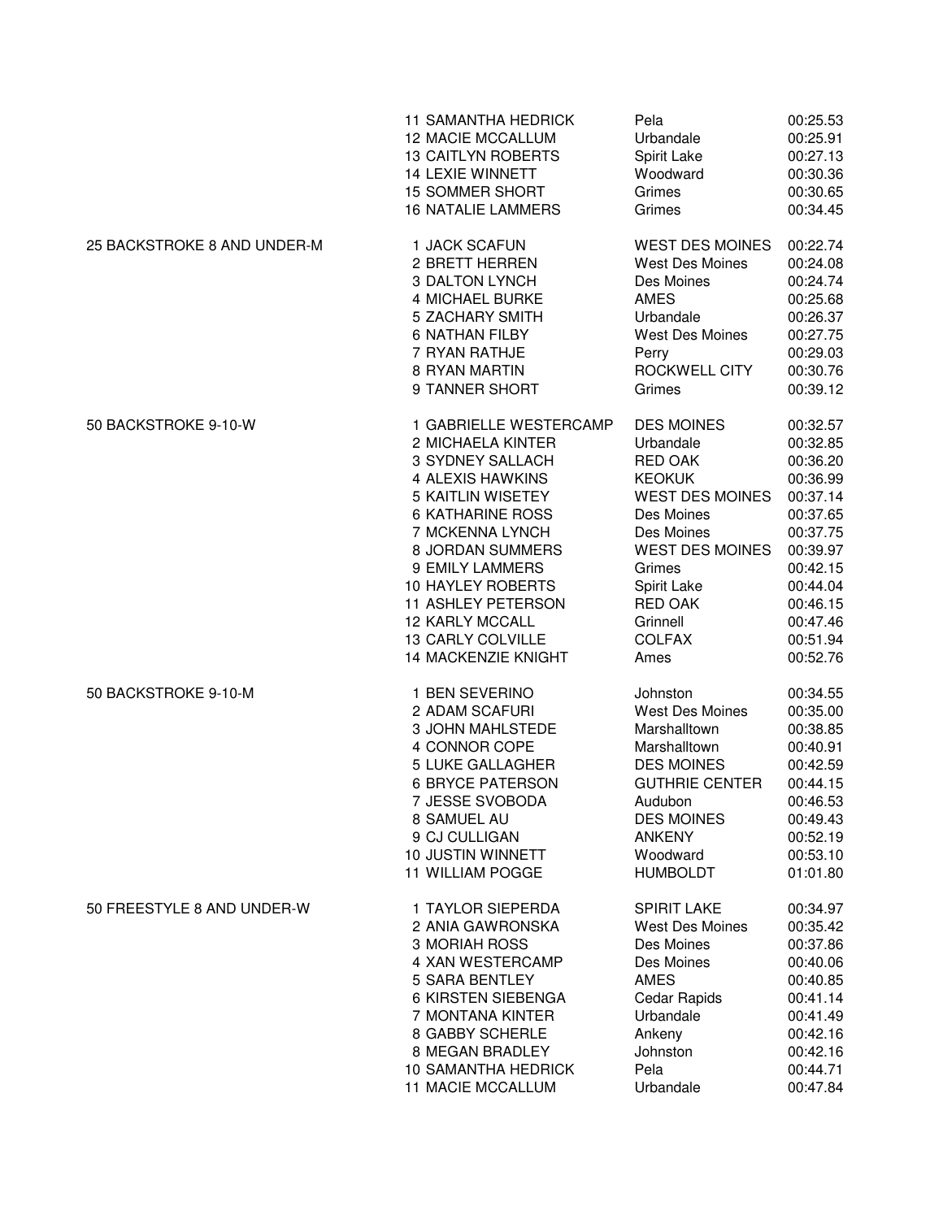| Event | Place | Name | Team | Time |
|---|---|---|---|---|
| | 11 | SAMANTHA HEDRICK | Pela | 00:25.53 |
| | 12 | MACIE MCCALLUM | Urbandale | 00:25.91 |
| | 13 | CAITLYN ROBERTS | Spirit Lake | 00:27.13 |
| | 14 | LEXIE WINNETT | Woodward | 00:30.36 |
| | 15 | SOMMER SHORT | Grimes | 00:30.65 |
| | 16 | NATALIE LAMMERS | Grimes | 00:34.45 |
| 25 BACKSTROKE 8 AND UNDER-M | 1 | JACK SCAFUN | WEST DES MOINES | 00:22.74 |
| | 2 | BRETT HERREN | West Des Moines | 00:24.08 |
| | 3 | DALTON LYNCH | Des Moines | 00:24.74 |
| | 4 | MICHAEL BURKE | AMES | 00:25.68 |
| | 5 | ZACHARY SMITH | Urbandale | 00:26.37 |
| | 6 | NATHAN FILBY | West Des Moines | 00:27.75 |
| | 7 | RYAN RATHJE | Perry | 00:29.03 |
| | 8 | RYAN MARTIN | ROCKWELL CITY | 00:30.76 |
| | 9 | TANNER SHORT | Grimes | 00:39.12 |
| 50 BACKSTROKE 9-10-W | 1 | GABRIELLE WESTERCAMP | DES MOINES | 00:32.57 |
| | 2 | MICHAELA KINTER | Urbandale | 00:32.85 |
| | 3 | SYDNEY SALLACH | RED OAK | 00:36.20 |
| | 4 | ALEXIS HAWKINS | KEOKUK | 00:36.99 |
| | 5 | KAITLIN WISETEY | WEST DES MOINES | 00:37.14 |
| | 6 | KATHARINE ROSS | Des Moines | 00:37.65 |
| | 7 | MCKENNA LYNCH | Des Moines | 00:37.75 |
| | 8 | JORDAN SUMMERS | WEST DES MOINES | 00:39.97 |
| | 9 | EMILY LAMMERS | Grimes | 00:42.15 |
| | 10 | HAYLEY ROBERTS | Spirit Lake | 00:44.04 |
| | 11 | ASHLEY PETERSON | RED OAK | 00:46.15 |
| | 12 | KARLY MCCALL | Grinnell | 00:47.46 |
| | 13 | CARLY COLVILLE | COLFAX | 00:51.94 |
| | 14 | MACKENZIE KNIGHT | Ames | 00:52.76 |
| 50 BACKSTROKE 9-10-M | 1 | BEN SEVERINO | Johnston | 00:34.55 |
| | 2 | ADAM SCAFURI | West Des Moines | 00:35.00 |
| | 3 | JOHN MAHLSTEDE | Marshalltown | 00:38.85 |
| | 4 | CONNOR COPE | Marshalltown | 00:40.91 |
| | 5 | LUKE GALLAGHER | DES MOINES | 00:42.59 |
| | 6 | BRYCE PATERSON | GUTHRIE CENTER | 00:44.15 |
| | 7 | JESSE SVOBODA | Audubon | 00:46.53 |
| | 8 | SAMUEL AU | DES MOINES | 00:49.43 |
| | 9 | CJ CULLIGAN | ANKENY | 00:52.19 |
| | 10 | JUSTIN WINNETT | Woodward | 00:53.10 |
| | 11 | WILLIAM POGGE | HUMBOLDT | 01:01.80 |
| 50 FREESTYLE 8 AND UNDER-W | 1 | TAYLOR SIEPERDA | SPIRIT LAKE | 00:34.97 |
| | 2 | ANIA GAWRONSKA | West Des Moines | 00:35.42 |
| | 3 | MORIAH ROSS | Des Moines | 00:37.86 |
| | 4 | XAN WESTERCAMP | Des Moines | 00:40.06 |
| | 5 | SARA BENTLEY | AMES | 00:40.85 |
| | 6 | KIRSTEN SIEBENGA | Cedar Rapids | 00:41.14 |
| | 7 | MONTANA KINTER | Urbandale | 00:41.49 |
| | 8 | GABBY SCHERLE | Ankeny | 00:42.16 |
| | 8 | MEGAN BRADLEY | Johnston | 00:42.16 |
| | 10 | SAMANTHA HEDRICK | Pela | 00:44.71 |
| | 11 | MACIE MCCALLUM | Urbandale | 00:47.84 |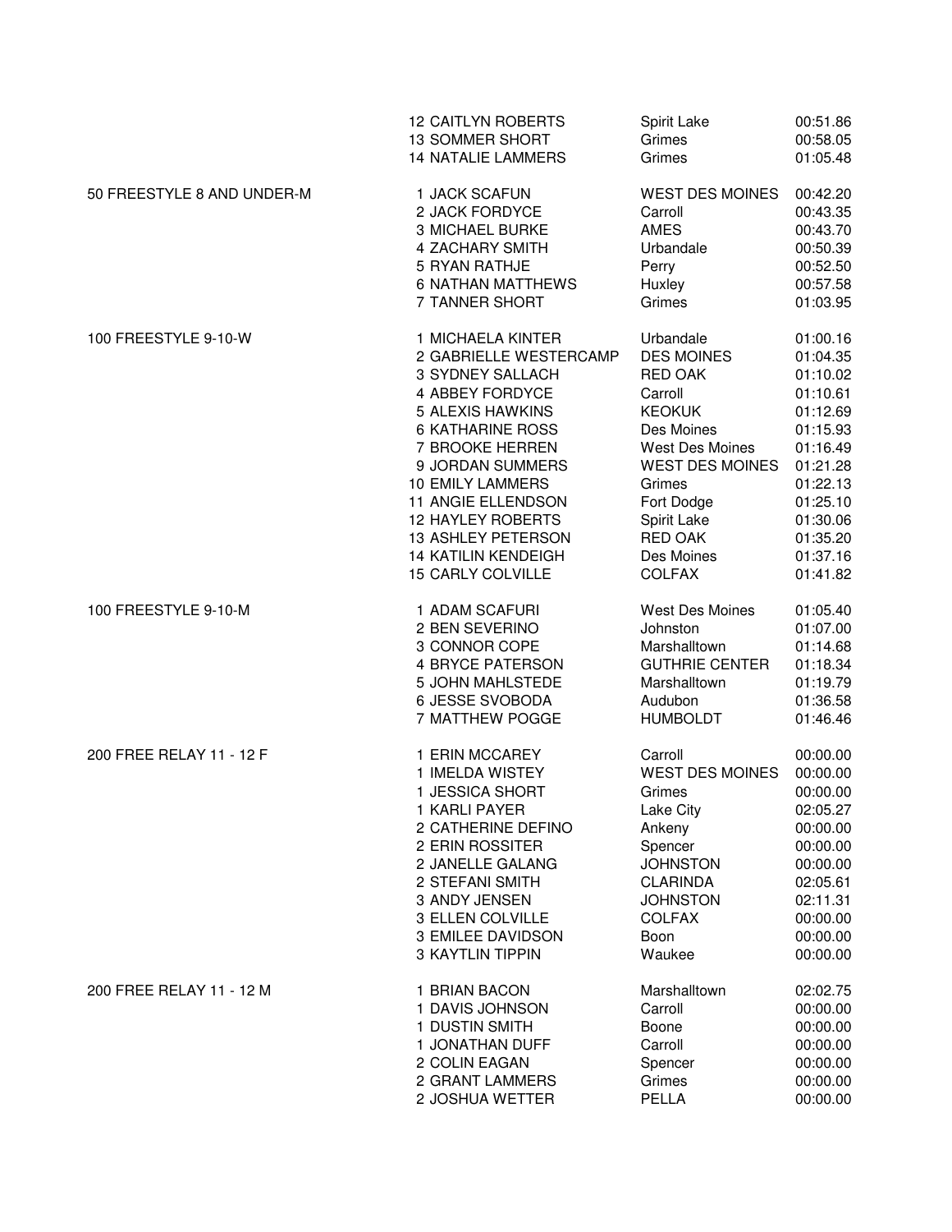| Event | Place | Name | Team | Time |
|---|---|---|---|---|
| | 12 | CAITLYN ROBERTS | Spirit Lake | 00:51.86 |
| | 13 | SOMMER SHORT | Grimes | 00:58.05 |
| | 14 | NATALIE LAMMERS | Grimes | 01:05.48 |
| 50 FREESTYLE 8 AND UNDER-M | 1 | JACK SCAFUN | WEST DES MOINES | 00:42.20 |
| | 2 | JACK FORDYCE | Carroll | 00:43.35 |
| | 3 | MICHAEL BURKE | AMES | 00:43.70 |
| | 4 | ZACHARY SMITH | Urbandale | 00:50.39 |
| | 5 | RYAN RATHJE | Perry | 00:52.50 |
| | 6 | NATHAN MATTHEWS | Huxley | 00:57.58 |
| | 7 | TANNER SHORT | Grimes | 01:03.95 |
| 100 FREESTYLE 9-10-W | 1 | MICHAELA KINTER | Urbandale | 01:00.16 |
| | 2 | GABRIELLE WESTERCAMP | DES MOINES | 01:04.35 |
| | 3 | SYDNEY SALLACH | RED OAK | 01:10.02 |
| | 4 | ABBEY FORDYCE | Carroll | 01:10.61 |
| | 5 | ALEXIS HAWKINS | KEOKUK | 01:12.69 |
| | 6 | KATHARINE ROSS | Des Moines | 01:15.93 |
| | 7 | BROOKE HERREN | West Des Moines | 01:16.49 |
| | 9 | JORDAN SUMMERS | WEST DES MOINES | 01:21.28 |
| | 10 | EMILY LAMMERS | Grimes | 01:22.13 |
| | 11 | ANGIE ELLENDSON | Fort Dodge | 01:25.10 |
| | 12 | HAYLEY ROBERTS | Spirit Lake | 01:30.06 |
| | 13 | ASHLEY PETERSON | RED OAK | 01:35.20 |
| | 14 | KATILIN KENDEIGH | Des Moines | 01:37.16 |
| | 15 | CARLY COLVILLE | COLFAX | 01:41.82 |
| 100 FREESTYLE 9-10-M | 1 | ADAM SCAFURI | West Des Moines | 01:05.40 |
| | 2 | BEN SEVERINO | Johnston | 01:07.00 |
| | 3 | CONNOR COPE | Marshalltown | 01:14.68 |
| | 4 | BRYCE PATERSON | GUTHRIE CENTER | 01:18.34 |
| | 5 | JOHN MAHLSTEDE | Marshalltown | 01:19.79 |
| | 6 | JESSE SVOBODA | Audubon | 01:36.58 |
| | 7 | MATTHEW POGGE | HUMBOLDT | 01:46.46 |
| 200 FREE RELAY 11 - 12 F | 1 | ERIN MCCAREY | Carroll | 00:00.00 |
| | 1 | IMELDA WISTEY | WEST DES MOINES | 00:00.00 |
| | 1 | JESSICA SHORT | Grimes | 00:00.00 |
| | 1 | KARLI PAYER | Lake City | 02:05.27 |
| | 2 | CATHERINE DEFINO | Ankeny | 00:00.00 |
| | 2 | ERIN ROSSITER | Spencer | 00:00.00 |
| | 2 | JANELLE GALANG | JOHNSTON | 00:00.00 |
| | 2 | STEFANI SMITH | CLARINDA | 02:05.61 |
| | 3 | ANDY JENSEN | JOHNSTON | 02:11.31 |
| | 3 | ELLEN COLVILLE | COLFAX | 00:00.00 |
| | 3 | EMILEE DAVIDSON | Boon | 00:00.00 |
| | 3 | KAYTLIN TIPPIN | Waukee | 00:00.00 |
| 200 FREE RELAY 11 - 12 M | 1 | BRIAN BACON | Marshalltown | 02:02.75 |
| | 1 | DAVIS JOHNSON | Carroll | 00:00.00 |
| | 1 | DUSTIN SMITH | Boone | 00:00.00 |
| | 1 | JONATHAN DUFF | Carroll | 00:00.00 |
| | 2 | COLIN EAGAN | Spencer | 00:00.00 |
| | 2 | GRANT LAMMERS | Grimes | 00:00.00 |
| | 2 | JOSHUA WETTER | PELLA | 00:00.00 |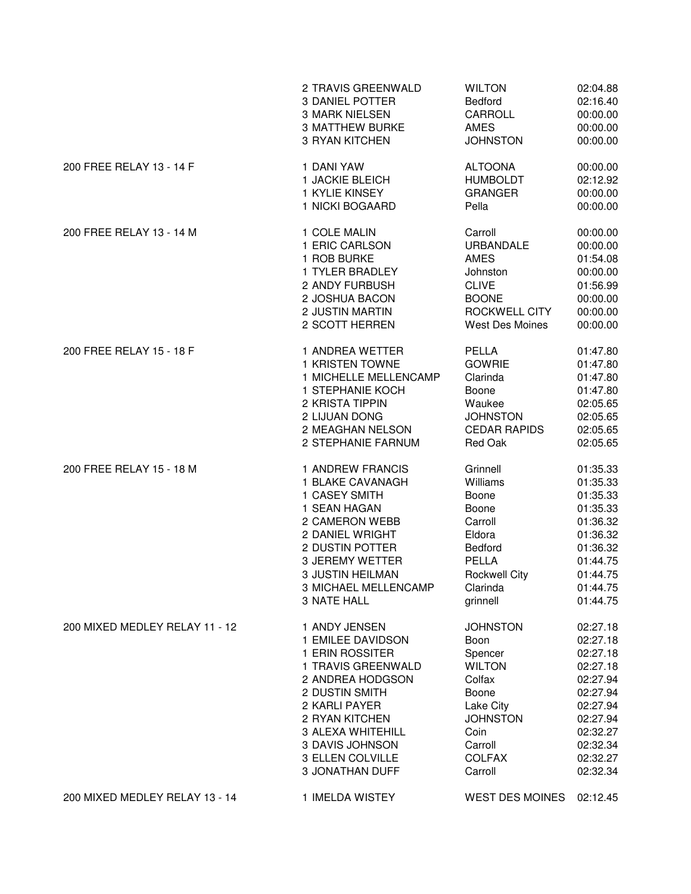| Event | Place / Name | Team | Time |
|---|---|---|---|
| | 2 TRAVIS GREENWALD | WILTON | 02:04.88 |
| | 3 DANIEL POTTER | Bedford | 02:16.40 |
| | 3 MARK NIELSEN | CARROLL | 00:00.00 |
| | 3 MATTHEW BURKE | AMES | 00:00.00 |
| | 3 RYAN KITCHEN | JOHNSTON | 00:00.00 |
| 200 FREE RELAY 13 - 14 F | 1 DANI YAW | ALTOONA | 00:00.00 |
| | 1 JACKIE BLEICH | HUMBOLDT | 02:12.92 |
| | 1 KYLIE KINSEY | GRANGER | 00:00.00 |
| | 1 NICKI BOGAARD | Pella | 00:00.00 |
| 200 FREE RELAY 13 - 14 M | 1 COLE MALIN | Carroll | 00:00.00 |
| | 1 ERIC CARLSON | URBANDALE | 00:00.00 |
| | 1 ROB BURKE | AMES | 01:54.08 |
| | 1 TYLER BRADLEY | Johnston | 00:00.00 |
| | 2 ANDY FURBUSH | CLIVE | 01:56.99 |
| | 2 JOSHUA BACON | BOONE | 00:00.00 |
| | 2 JUSTIN MARTIN | ROCKWELL CITY | 00:00.00 |
| | 2 SCOTT HERREN | West Des Moines | 00:00.00 |
| 200 FREE RELAY 15 - 18 F | 1 ANDREA WETTER | PELLA | 01:47.80 |
| | 1 KRISTEN TOWNE | GOWRIE | 01:47.80 |
| | 1 MICHELLE MELLENCAMP | Clarinda | 01:47.80 |
| | 1 STEPHANIE KOCH | Boone | 01:47.80 |
| | 2 KRISTA TIPPIN | Waukee | 02:05.65 |
| | 2 LIJUAN DONG | JOHNSTON | 02:05.65 |
| | 2 MEAGHAN NELSON | CEDAR RAPIDS | 02:05.65 |
| | 2 STEPHANIE FARNUM | Red Oak | 02:05.65 |
| 200 FREE RELAY 15 - 18 M | 1 ANDREW FRANCIS | Grinnell | 01:35.33 |
| | 1 BLAKE CAVANAGH | Williams | 01:35.33 |
| | 1 CASEY SMITH | Boone | 01:35.33 |
| | 1 SEAN HAGAN | Boone | 01:35.33 |
| | 2 CAMERON WEBB | Carroll | 01:36.32 |
| | 2 DANIEL WRIGHT | Eldora | 01:36.32 |
| | 2 DUSTIN POTTER | Bedford | 01:36.32 |
| | 3 JEREMY WETTER | PELLA | 01:44.75 |
| | 3 JUSTIN HEILMAN | Rockwell City | 01:44.75 |
| | 3 MICHAEL MELLENCAMP | Clarinda | 01:44.75 |
| | 3 NATE HALL | grinnell | 01:44.75 |
| 200 MIXED MEDLEY RELAY 11 - 12 | 1 ANDY JENSEN | JOHNSTON | 02:27.18 |
| | 1 EMILEE DAVIDSON | Boon | 02:27.18 |
| | 1 ERIN ROSSITER | Spencer | 02:27.18 |
| | 1 TRAVIS GREENWALD | WILTON | 02:27.18 |
| | 2 ANDREA HODGSON | Colfax | 02:27.94 |
| | 2 DUSTIN SMITH | Boone | 02:27.94 |
| | 2 KARLI PAYER | Lake City | 02:27.94 |
| | 2 RYAN KITCHEN | JOHNSTON | 02:27.94 |
| | 3 ALEXA WHITEHILL | Coin | 02:32.27 |
| | 3 DAVIS JOHNSON | Carroll | 02:32.34 |
| | 3 ELLEN COLVILLE | COLFAX | 02:32.27 |
| | 3 JONATHAN DUFF | Carroll | 02:32.34 |
| 200 MIXED MEDLEY RELAY 13 - 14 | 1 IMELDA WISTEY | WEST DES MOINES | 02:12.45 |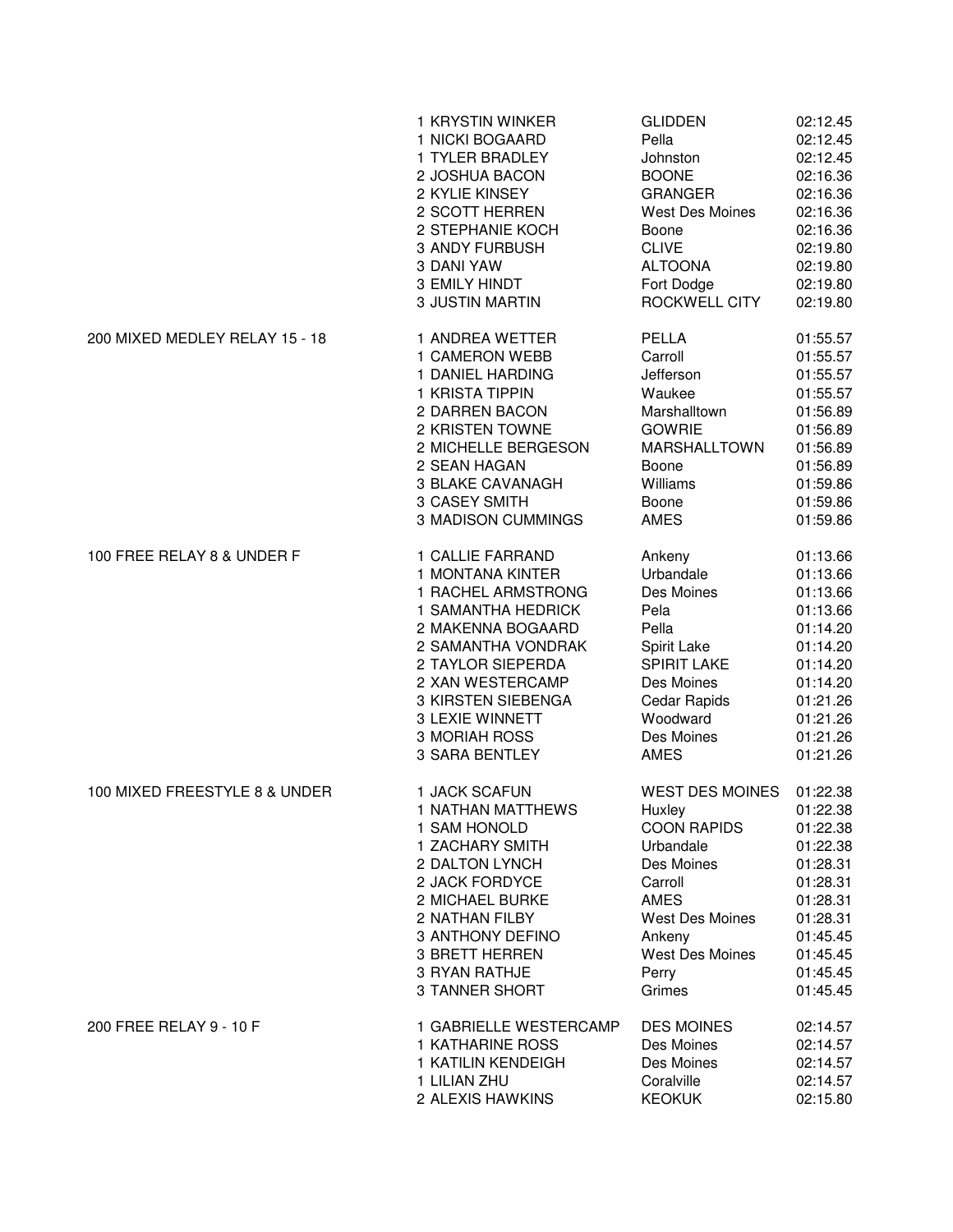| Event | Place | Name | City | Time |
|---|---|---|---|---|
| | 1 | KRYSTIN WINKER | GLIDDEN | 02:12.45 |
| | 1 | NICKI BOGAARD | Pella | 02:12.45 |
| | 1 | TYLER BRADLEY | Johnston | 02:12.45 |
| | 2 | JOSHUA BACON | BOONE | 02:16.36 |
| | 2 | KYLIE KINSEY | GRANGER | 02:16.36 |
| | 2 | SCOTT HERREN | West Des Moines | 02:16.36 |
| | 2 | STEPHANIE KOCH | Boone | 02:16.36 |
| | 3 | ANDY FURBUSH | CLIVE | 02:19.80 |
| | 3 | DANI YAW | ALTOONA | 02:19.80 |
| | 3 | EMILY HINDT | Fort Dodge | 02:19.80 |
| | 3 | JUSTIN MARTIN | ROCKWELL CITY | 02:19.80 |
| 200 MIXED MEDLEY RELAY 15 - 18 | 1 | ANDREA WETTER | PELLA | 01:55.57 |
| | 1 | CAMERON WEBB | Carroll | 01:55.57 |
| | 1 | DANIEL HARDING | Jefferson | 01:55.57 |
| | 1 | KRISTA TIPPIN | Waukee | 01:55.57 |
| | 2 | DARREN BACON | Marshalltown | 01:56.89 |
| | 2 | KRISTEN TOWNE | GOWRIE | 01:56.89 |
| | 2 | MICHELLE BERGESON | MARSHALLTOWN | 01:56.89 |
| | 2 | SEAN HAGAN | Boone | 01:56.89 |
| | 3 | BLAKE CAVANAGH | Williams | 01:59.86 |
| | 3 | CASEY SMITH | Boone | 01:59.86 |
| | 3 | MADISON CUMMINGS | AMES | 01:59.86 |
| 100 FREE RELAY 8 & UNDER F | 1 | CALLIE FARRAND | Ankeny | 01:13.66 |
| | 1 | MONTANA KINTER | Urbandale | 01:13.66 |
| | 1 | RACHEL ARMSTRONG | Des Moines | 01:13.66 |
| | 1 | SAMANTHA HEDRICK | Pela | 01:13.66 |
| | 2 | MAKENNA BOGAARD | Pella | 01:14.20 |
| | 2 | SAMANTHA VONDRAK | Spirit Lake | 01:14.20 |
| | 2 | TAYLOR SIEPERDA | SPIRIT LAKE | 01:14.20 |
| | 2 | XAN WESTERCAMP | Des Moines | 01:14.20 |
| | 3 | KIRSTEN SIEBENGA | Cedar Rapids | 01:21.26 |
| | 3 | LEXIE WINNETT | Woodward | 01:21.26 |
| | 3 | MORIAH ROSS | Des Moines | 01:21.26 |
| | 3 | SARA BENTLEY | AMES | 01:21.26 |
| 100 MIXED FREESTYLE 8 & UNDER | 1 | JACK SCAFUN | WEST DES MOINES | 01:22.38 |
| | 1 | NATHAN MATTHEWS | Huxley | 01:22.38 |
| | 1 | SAM HONOLD | COON RAPIDS | 01:22.38 |
| | 1 | ZACHARY SMITH | Urbandale | 01:22.38 |
| | 2 | DALTON LYNCH | Des Moines | 01:28.31 |
| | 2 | JACK FORDYCE | Carroll | 01:28.31 |
| | 2 | MICHAEL BURKE | AMES | 01:28.31 |
| | 2 | NATHAN FILBY | West Des Moines | 01:28.31 |
| | 3 | ANTHONY DEFINO | Ankeny | 01:45.45 |
| | 3 | BRETT HERREN | West Des Moines | 01:45.45 |
| | 3 | RYAN RATHJE | Perry | 01:45.45 |
| | 3 | TANNER SHORT | Grimes | 01:45.45 |
| 200 FREE RELAY 9 - 10 F | 1 | GABRIELLE WESTERCAMP | DES MOINES | 02:14.57 |
| | 1 | KATHARINE ROSS | Des Moines | 02:14.57 |
| | 1 | KATILIN KENDEIGH | Des Moines | 02:14.57 |
| | 1 | LILIAN ZHU | Coralville | 02:14.57 |
| | 2 | ALEXIS HAWKINS | KEOKUK | 02:15.80 |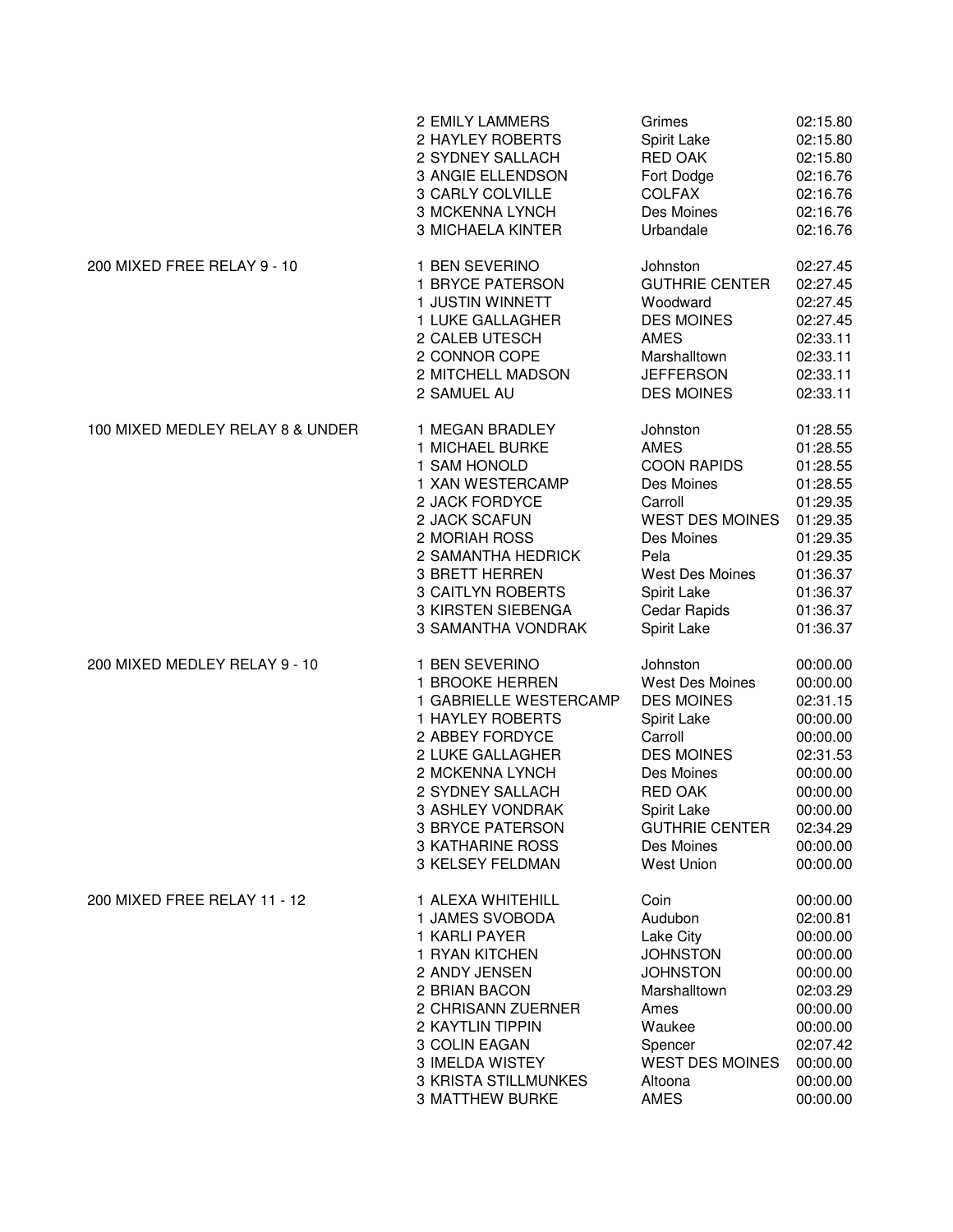| Event | Place / Name | Team | Time |
|---|---|---|---|
| | 2 EMILY LAMMERS | Grimes | 02:15.80 |
| | 2 HAYLEY ROBERTS | Spirit Lake | 02:15.80 |
| | 2 SYDNEY SALLACH | RED OAK | 02:15.80 |
| | 3 ANGIE ELLENDSON | Fort Dodge | 02:16.76 |
| | 3 CARLY COLVILLE | COLFAX | 02:16.76 |
| | 3 MCKENNA LYNCH | Des Moines | 02:16.76 |
| | 3 MICHAELA KINTER | Urbandale | 02:16.76 |
| 200 MIXED FREE RELAY 9 - 10 | 1 BEN SEVERINO | Johnston | 02:27.45 |
| | 1 BRYCE PATERSON | GUTHRIE CENTER | 02:27.45 |
| | 1 JUSTIN WINNETT | Woodward | 02:27.45 |
| | 1 LUKE GALLAGHER | DES MOINES | 02:27.45 |
| | 2 CALEB UTESCH | AMES | 02:33.11 |
| | 2 CONNOR COPE | Marshalltown | 02:33.11 |
| | 2 MITCHELL MADSON | JEFFERSON | 02:33.11 |
| | 2 SAMUEL AU | DES MOINES | 02:33.11 |
| 100 MIXED MEDLEY RELAY 8 & UNDER | 1 MEGAN BRADLEY | Johnston | 01:28.55 |
| | 1 MICHAEL BURKE | AMES | 01:28.55 |
| | 1 SAM HONOLD | COON RAPIDS | 01:28.55 |
| | 1 XAN WESTERCAMP | Des Moines | 01:28.55 |
| | 2 JACK FORDYCE | Carroll | 01:29.35 |
| | 2 JACK SCAFUN | WEST DES MOINES | 01:29.35 |
| | 2 MORIAH ROSS | Des Moines | 01:29.35 |
| | 2 SAMANTHA HEDRICK | Pela | 01:29.35 |
| | 3 BRETT HERREN | West Des Moines | 01:36.37 |
| | 3 CAITLYN ROBERTS | Spirit Lake | 01:36.37 |
| | 3 KIRSTEN SIEBENGA | Cedar Rapids | 01:36.37 |
| | 3 SAMANTHA VONDRAK | Spirit Lake | 01:36.37 |
| 200 MIXED MEDLEY RELAY 9 - 10 | 1 BEN SEVERINO | Johnston | 00:00.00 |
| | 1 BROOKE HERREN | West Des Moines | 00:00.00 |
| | 1 GABRIELLE WESTERCAMP | DES MOINES | 02:31.15 |
| | 1 HAYLEY ROBERTS | Spirit Lake | 00:00.00 |
| | 2 ABBEY FORDYCE | Carroll | 00:00.00 |
| | 2 LUKE GALLAGHER | DES MOINES | 02:31.53 |
| | 2 MCKENNA LYNCH | Des Moines | 00:00.00 |
| | 2 SYDNEY SALLACH | RED OAK | 00:00.00 |
| | 3 ASHLEY VONDRAK | Spirit Lake | 00:00.00 |
| | 3 BRYCE PATERSON | GUTHRIE CENTER | 02:34.29 |
| | 3 KATHARINE ROSS | Des Moines | 00:00.00 |
| | 3 KELSEY FELDMAN | West Union | 00:00.00 |
| 200 MIXED FREE RELAY 11 - 12 | 1 ALEXA WHITEHILL | Coin | 00:00.00 |
| | 1 JAMES SVOBODA | Audubon | 02:00.81 |
| | 1 KARLI PAYER | Lake City | 00:00.00 |
| | 1 RYAN KITCHEN | JOHNSTON | 00:00.00 |
| | 2 ANDY JENSEN | JOHNSTON | 00:00.00 |
| | 2 BRIAN BACON | Marshalltown | 02:03.29 |
| | 2 CHRISANN ZUERNER | Ames | 00:00.00 |
| | 2 KAYTLIN TIPPIN | Waukee | 00:00.00 |
| | 3 COLIN EAGAN | Spencer | 02:07.42 |
| | 3 IMELDA WISTEY | WEST DES MOINES | 00:00.00 |
| | 3 KRISTA STILLMUNKES | Altoona | 00:00.00 |
| | 3 MATTHEW BURKE | AMES | 00:00.00 |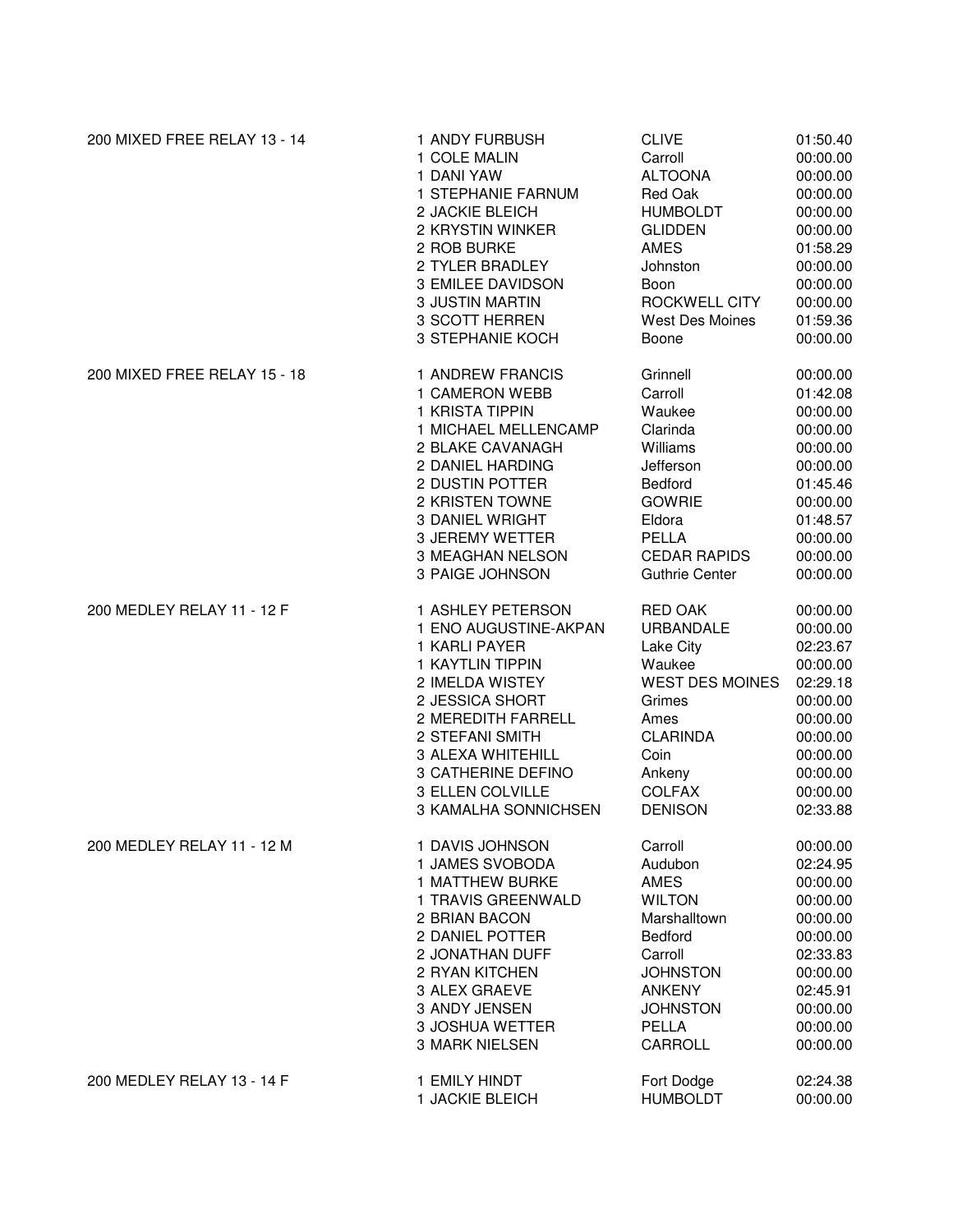| Event | Place / Name | Team | Time |
|---|---|---|---|
| 200 MIXED FREE RELAY 13 - 14 | 1 ANDY FURBUSH | CLIVE | 01:50.40 |
| | 1 COLE MALIN | Carroll | 00:00.00 |
| | 1 DANI YAW | ALTOONA | 00:00.00 |
| | 1 STEPHANIE FARNUM | Red Oak | 00:00.00 |
| | 2 JACKIE BLEICH | HUMBOLDT | 00:00.00 |
| | 2 KRYSTIN WINKER | GLIDDEN | 00:00.00 |
| | 2 ROB BURKE | AMES | 01:58.29 |
| | 2 TYLER BRADLEY | Johnston | 00:00.00 |
| | 3 EMILEE DAVIDSON | Boon | 00:00.00 |
| | 3 JUSTIN MARTIN | ROCKWELL CITY | 00:00.00 |
| | 3 SCOTT HERREN | West Des Moines | 01:59.36 |
| | 3 STEPHANIE KOCH | Boone | 00:00.00 |
| 200 MIXED FREE RELAY 15 - 18 | 1 ANDREW FRANCIS | Grinnell | 00:00.00 |
| | 1 CAMERON WEBB | Carroll | 01:42.08 |
| | 1 KRISTA TIPPIN | Waukee | 00:00.00 |
| | 1 MICHAEL MELLENCAMP | Clarinda | 00:00.00 |
| | 2 BLAKE CAVANAGH | Williams | 00:00.00 |
| | 2 DANIEL HARDING | Jefferson | 00:00.00 |
| | 2 DUSTIN POTTER | Bedford | 01:45.46 |
| | 2 KRISTEN TOWNE | GOWRIE | 00:00.00 |
| | 3 DANIEL WRIGHT | Eldora | 01:48.57 |
| | 3 JEREMY WETTER | PELLA | 00:00.00 |
| | 3 MEAGHAN NELSON | CEDAR RAPIDS | 00:00.00 |
| | 3 PAIGE JOHNSON | Guthrie Center | 00:00.00 |
| 200 MEDLEY RELAY 11 - 12 F | 1 ASHLEY PETERSON | RED OAK | 00:00.00 |
| | 1 ENO AUGUSTINE-AKPAN | URBANDALE | 00:00.00 |
| | 1 KARLI PAYER | Lake City | 02:23.67 |
| | 1 KAYTLIN TIPPIN | Waukee | 00:00.00 |
| | 2 IMELDA WISTEY | WEST DES MOINES | 02:29.18 |
| | 2 JESSICA SHORT | Grimes | 00:00.00 |
| | 2 MEREDITH FARRELL | Ames | 00:00.00 |
| | 2 STEFANI SMITH | CLARINDA | 00:00.00 |
| | 3 ALEXA WHITEHILL | Coin | 00:00.00 |
| | 3 CATHERINE DEFINO | Ankeny | 00:00.00 |
| | 3 ELLEN COLVILLE | COLFAX | 00:00.00 |
| | 3 KAMALHA SONNICHSEN | DENISON | 02:33.88 |
| 200 MEDLEY RELAY 11 - 12 M | 1 DAVIS JOHNSON | Carroll | 00:00.00 |
| | 1 JAMES SVOBODA | Audubon | 02:24.95 |
| | 1 MATTHEW BURKE | AMES | 00:00.00 |
| | 1 TRAVIS GREENWALD | WILTON | 00:00.00 |
| | 2 BRIAN BACON | Marshalltown | 00:00.00 |
| | 2 DANIEL POTTER | Bedford | 00:00.00 |
| | 2 JONATHAN DUFF | Carroll | 02:33.83 |
| | 2 RYAN KITCHEN | JOHNSTON | 00:00.00 |
| | 3 ALEX GRAEVE | ANKENY | 02:45.91 |
| | 3 ANDY JENSEN | JOHNSTON | 00:00.00 |
| | 3 JOSHUA WETTER | PELLA | 00:00.00 |
| | 3 MARK NIELSEN | CARROLL | 00:00.00 |
| 200 MEDLEY RELAY 13 - 14 F | 1 EMILY HINDT | Fort Dodge | 02:24.38 |
| | 1 JACKIE BLEICH | HUMBOLDT | 00:00.00 |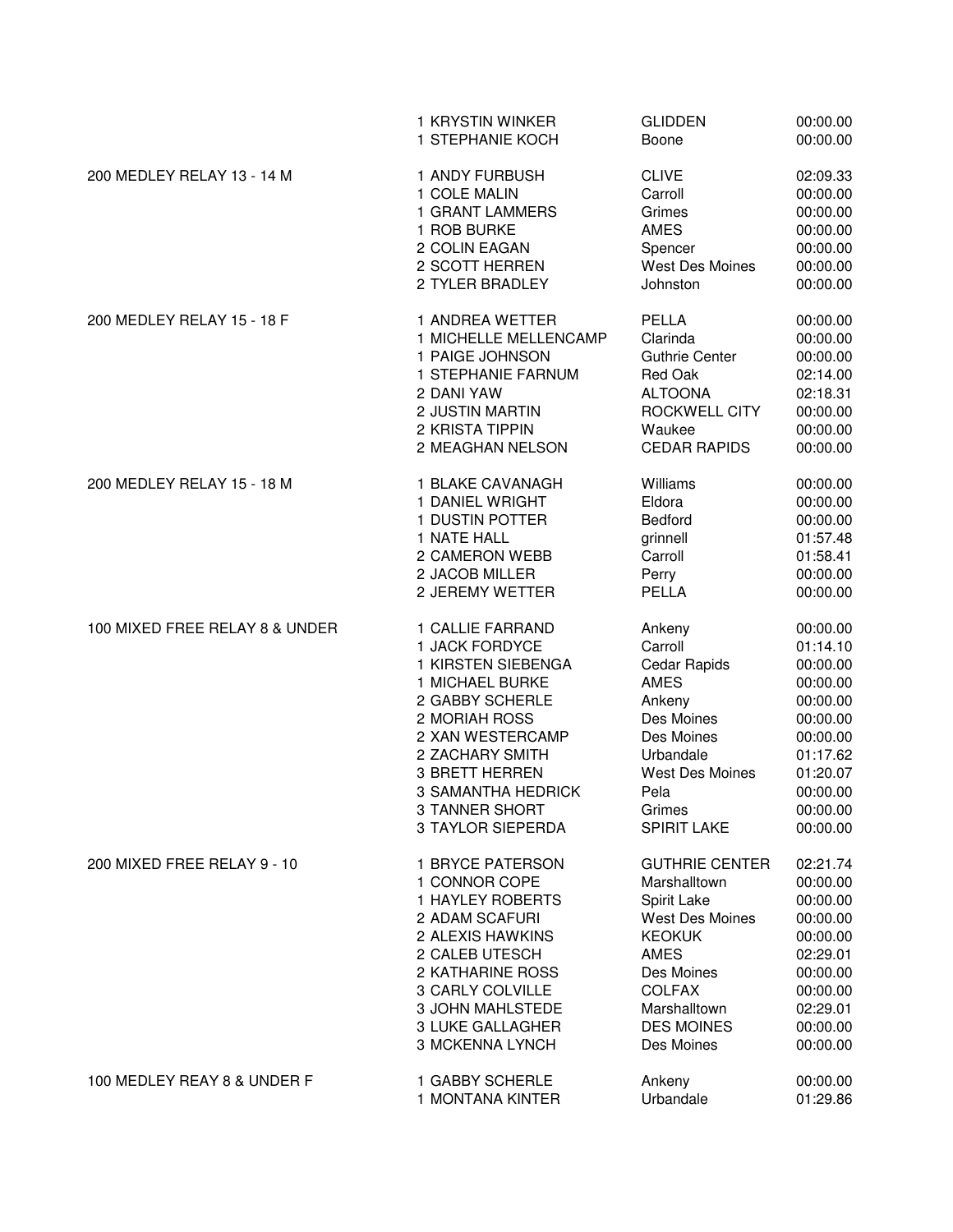| Event | Place / Name | Team | Time |
|---|---|---|---|
| | 1 KRYSTIN WINKER | GLIDDEN | 00:00.00 |
| | 1 STEPHANIE KOCH | Boone | 00:00.00 |
| 200 MEDLEY RELAY 13 - 14 M | 1 ANDY FURBUSH | CLIVE | 02:09.33 |
| | 1 COLE MALIN | Carroll | 00:00.00 |
| | 1 GRANT LAMMERS | Grimes | 00:00.00 |
| | 1 ROB BURKE | AMES | 00:00.00 |
| | 2 COLIN EAGAN | Spencer | 00:00.00 |
| | 2 SCOTT HERREN | West Des Moines | 00:00.00 |
| | 2 TYLER BRADLEY | Johnston | 00:00.00 |
| 200 MEDLEY RELAY 15 - 18 F | 1 ANDREA WETTER | PELLA | 00:00.00 |
| | 1 MICHELLE MELLENCAMP | Clarinda | 00:00.00 |
| | 1 PAIGE JOHNSON | Guthrie Center | 00:00.00 |
| | 1 STEPHANIE FARNUM | Red Oak | 02:14.00 |
| | 2 DANI YAW | ALTOONA | 02:18.31 |
| | 2 JUSTIN MARTIN | ROCKWELL CITY | 00:00.00 |
| | 2 KRISTA TIPPIN | Waukee | 00:00.00 |
| | 2 MEAGHAN NELSON | CEDAR RAPIDS | 00:00.00 |
| 200 MEDLEY RELAY 15 - 18 M | 1 BLAKE CAVANAGH | Williams | 00:00.00 |
| | 1 DANIEL WRIGHT | Eldora | 00:00.00 |
| | 1 DUSTIN POTTER | Bedford | 00:00.00 |
| | 1 NATE HALL | grinnell | 01:57.48 |
| | 2 CAMERON WEBB | Carroll | 01:58.41 |
| | 2 JACOB MILLER | Perry | 00:00.00 |
| | 2 JEREMY WETTER | PELLA | 00:00.00 |
| 100 MIXED FREE RELAY 8 & UNDER | 1 CALLIE FARRAND | Ankeny | 00:00.00 |
| | 1 JACK FORDYCE | Carroll | 01:14.10 |
| | 1 KIRSTEN SIEBENGA | Cedar Rapids | 00:00.00 |
| | 1 MICHAEL BURKE | AMES | 00:00.00 |
| | 2 GABBY SCHERLE | Ankeny | 00:00.00 |
| | 2 MORIAH ROSS | Des Moines | 00:00.00 |
| | 2 XAN WESTERCAMP | Des Moines | 00:00.00 |
| | 2 ZACHARY SMITH | Urbandale | 01:17.62 |
| | 3 BRETT HERREN | West Des Moines | 01:20.07 |
| | 3 SAMANTHA HEDRICK | Pela | 00:00.00 |
| | 3 TANNER SHORT | Grimes | 00:00.00 |
| | 3 TAYLOR SIEPERDA | SPIRIT LAKE | 00:00.00 |
| 200 MIXED FREE RELAY 9 - 10 | 1 BRYCE PATERSON | GUTHRIE CENTER | 02:21.74 |
| | 1 CONNOR COPE | Marshalltown | 00:00.00 |
| | 1 HAYLEY ROBERTS | Spirit Lake | 00:00.00 |
| | 2 ADAM SCAFURI | West Des Moines | 00:00.00 |
| | 2 ALEXIS HAWKINS | KEOKUK | 00:00.00 |
| | 2 CALEB UTESCH | AMES | 02:29.01 |
| | 2 KATHARINE ROSS | Des Moines | 00:00.00 |
| | 3 CARLY COLVILLE | COLFAX | 00:00.00 |
| | 3 JOHN MAHLSTEDE | Marshalltown | 02:29.01 |
| | 3 LUKE GALLAGHER | DES MOINES | 00:00.00 |
| | 3 MCKENNA LYNCH | Des Moines | 00:00.00 |
| 100 MEDLEY REAY 8 & UNDER F | 1 GABBY SCHERLE | Ankeny | 00:00.00 |
| | 1 MONTANA KINTER | Urbandale | 01:29.86 |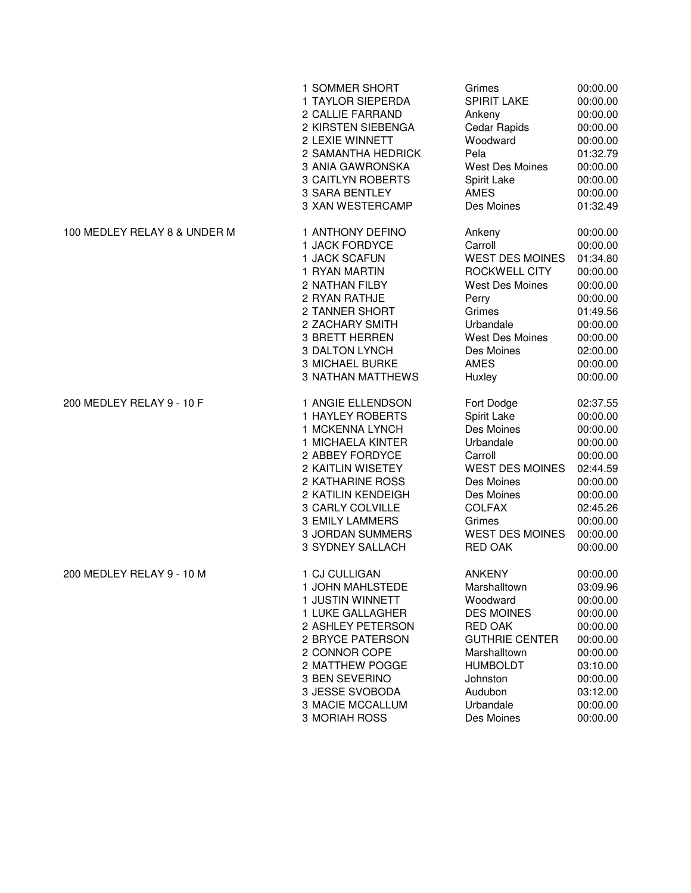| | | | |
|---|---|---|---|
| | 1 SOMMER SHORT | Grimes | 00:00.00 |
| | 1 TAYLOR SIEPERDA | SPIRIT LAKE | 00:00.00 |
| | 2 CALLIE FARRAND | Ankeny | 00:00.00 |
| | 2 KIRSTEN SIEBENGA | Cedar Rapids | 00:00.00 |
| | 2 LEXIE WINNETT | Woodward | 00:00.00 |
| | 2 SAMANTHA HEDRICK | Pela | 01:32.79 |
| | 3 ANIA GAWRONSKA | West Des Moines | 00:00.00 |
| | 3 CAITLYN ROBERTS | Spirit Lake | 00:00.00 |
| | 3 SARA BENTLEY | AMES | 00:00.00 |
| | 3 XAN WESTERCAMP | Des Moines | 01:32.49 |
| 100 MEDLEY RELAY 8 & UNDER M | 1 ANTHONY DEFINO | Ankeny | 00:00.00 |
| | 1 JACK FORDYCE | Carroll | 00:00.00 |
| | 1 JACK SCAFUN | WEST DES MOINES | 01:34.80 |
| | 1 RYAN MARTIN | ROCKWELL CITY | 00:00.00 |
| | 2 NATHAN FILBY | West Des Moines | 00:00.00 |
| | 2 RYAN RATHJE | Perry | 00:00.00 |
| | 2 TANNER SHORT | Grimes | 01:49.56 |
| | 2 ZACHARY SMITH | Urbandale | 00:00.00 |
| | 3 BRETT HERREN | West Des Moines | 00:00.00 |
| | 3 DALTON LYNCH | Des Moines | 02:00.00 |
| | 3 MICHAEL BURKE | AMES | 00:00.00 |
| | 3 NATHAN MATTHEWS | Huxley | 00:00.00 |
| 200 MEDLEY RELAY 9 - 10 F | 1 ANGIE ELLENDSON | Fort Dodge | 02:37.55 |
| | 1 HAYLEY ROBERTS | Spirit Lake | 00:00.00 |
| | 1 MCKENNA LYNCH | Des Moines | 00:00.00 |
| | 1 MICHAELA KINTER | Urbandale | 00:00.00 |
| | 2 ABBEY FORDYCE | Carroll | 00:00.00 |
| | 2 KAITLIN WISETEY | WEST DES MOINES | 02:44.59 |
| | 2 KATHARINE ROSS | Des Moines | 00:00.00 |
| | 2 KATILIN KENDEIGH | Des Moines | 00:00.00 |
| | 3 CARLY COLVILLE | COLFAX | 02:45.26 |
| | 3 EMILY LAMMERS | Grimes | 00:00.00 |
| | 3 JORDAN SUMMERS | WEST DES MOINES | 00:00.00 |
| | 3 SYDNEY SALLACH | RED OAK | 00:00.00 |
| 200 MEDLEY RELAY 9 - 10 M | 1 CJ CULLIGAN | ANKENY | 00:00.00 |
| | 1 JOHN MAHLSTEDE | Marshalltown | 03:09.96 |
| | 1 JUSTIN WINNETT | Woodward | 00:00.00 |
| | 1 LUKE GALLAGHER | DES MOINES | 00:00.00 |
| | 2 ASHLEY PETERSON | RED OAK | 00:00.00 |
| | 2 BRYCE PATERSON | GUTHRIE CENTER | 00:00.00 |
| | 2 CONNOR COPE | Marshalltown | 00:00.00 |
| | 2 MATTHEW POGGE | HUMBOLDT | 03:10.00 |
| | 3 BEN SEVERINO | Johnston | 00:00.00 |
| | 3 JESSE SVOBODA | Audubon | 03:12.00 |
| | 3 MACIE MCCALLUM | Urbandale | 00:00.00 |
| | 3 MORIAH ROSS | Des Moines | 00:00.00 |